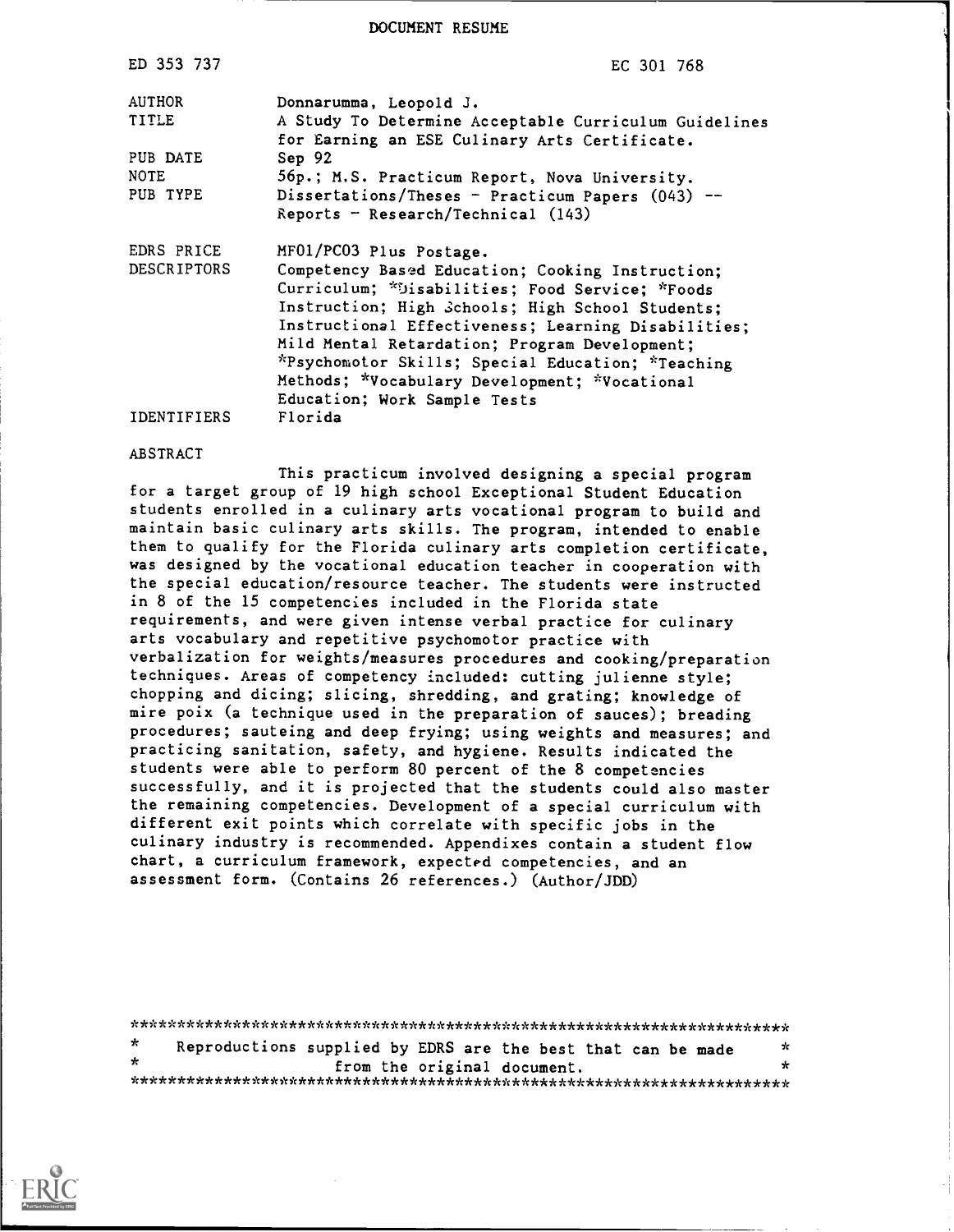DOCUMENT RESUME

| | |
|---|---|
| ED 353 737 | EC 301 768 |
| AUTHOR | Donnarumma, Leopold J. |
| TITLE | A Study To Determine Acceptable Curriculum Guidelines for Earning an ESE Culinary Arts Certificate. |
| PUB DATE | Sep 92 |
| NOTE | 56p.; M.S. Practicum Report, Nova University. |
| PUB TYPE | Dissertations/Theses - Practicum Papers (043) -- Reports - Research/Technical (143) |
| EDRS PRICE | MF01/PC03 Plus Postage. |
| DESCRIPTORS | Competency Based Education; Cooking Instruction; Curriculum; *Disabilities; Food Service; *Foods Instruction; High Schools; High School Students; Instructional Effectiveness; Learning Disabilities; Mild Mental Retardation; Program Development; *Psychomotor Skills; Special Education; *Teaching Methods; *Vocabulary Development; *Vocational Education; Work Sample Tests |
| IDENTIFIERS | Florida |

ABSTRACT

This practicum involved designing a special program for a target group of 19 high school Exceptional Student Education students enrolled in a culinary arts vocational program to build and maintain basic culinary arts skills. The program, intended to enable them to qualify for the Florida culinary arts completion certificate, was designed by the vocational education teacher in cooperation with the special education/resource teacher. The students were instructed in 8 of the 15 competencies included in the Florida state requirements, and were given intense verbal practice for culinary arts vocabulary and repetitive psychomotor practice with verbalization for weights/measures procedures and cooking/preparation techniques. Areas of competency included: cutting julienne style; chopping and dicing; slicing, shredding, and grating; knowledge of mire poix (a technique used in the preparation of sauces); breading procedures; sauteing and deep frying; using weights and measures; and practicing sanitation, safety, and hygiene. Results indicated the students were able to perform 80 percent of the 8 competencies successfully, and it is projected that the students could also master the remaining competencies. Development of a special curriculum with different exit points which correlate with specific jobs in the culinary industry is recommended. Appendixes contain a student flow chart, a curriculum framework, expected competencies, and an assessment form. (Contains 26 references.) (Author/JDD)

***********************************************************************
* Reproductions supplied by EDRS are the best that can be made *
* from the original document. *
***********************************************************************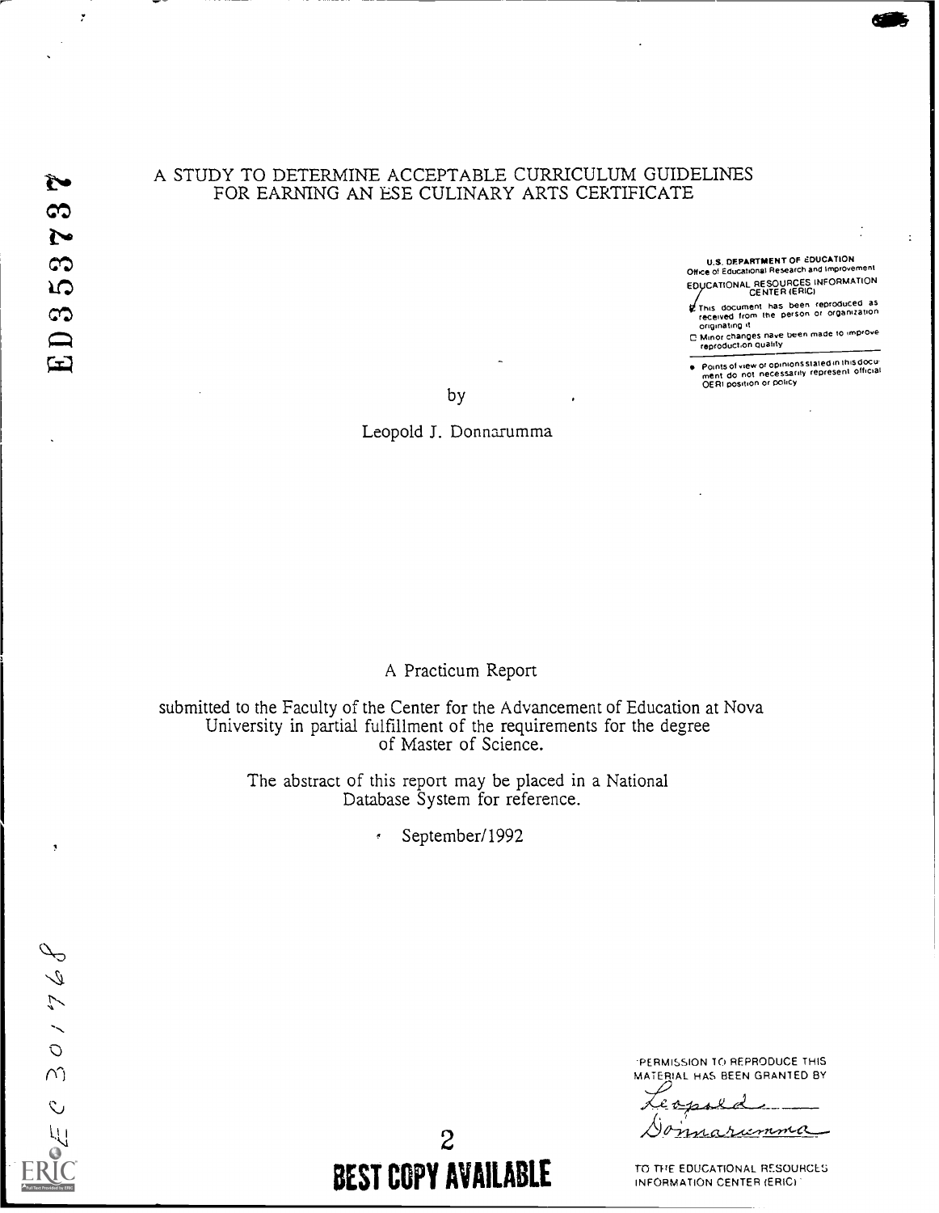# A STUDY TO DETERMINE ACCEPTABLE CURRICULUM GUIDELINES FOR EARNING AN ESE CULINARY ARTS CERTIFICATE

ED353737

U.S. DEPARTMENT OF EDUCATION
Office of Educational Research and Improvement
EDUCATIONAL RESOURCES INFORMATION CENTER (ERIC)

☑ This document has been reproduced as received from the person or organization originating it

☐ Minor changes have been made to improve reproduction quality

• Points of view or opinions stated in this document do not necessarily represent official OERI position or policy

by

Leopold J. Donnarumma

A Practicum Report

submitted to the Faculty of the Center for the Advancement of Education at Nova University in partial fulfillment of the requirements for the degree of Master of Science.

The abstract of this report may be placed in a National Database System for reference.

September/1992

CE 301768

"PERMISSION TO REPRODUCE THIS MATERIAL HAS BEEN GRANTED BY

Leopold Donnarumma

TO THE EDUCATIONAL RESOURCES INFORMATION CENTER (ERIC)"

BEST COPY AVAILABLE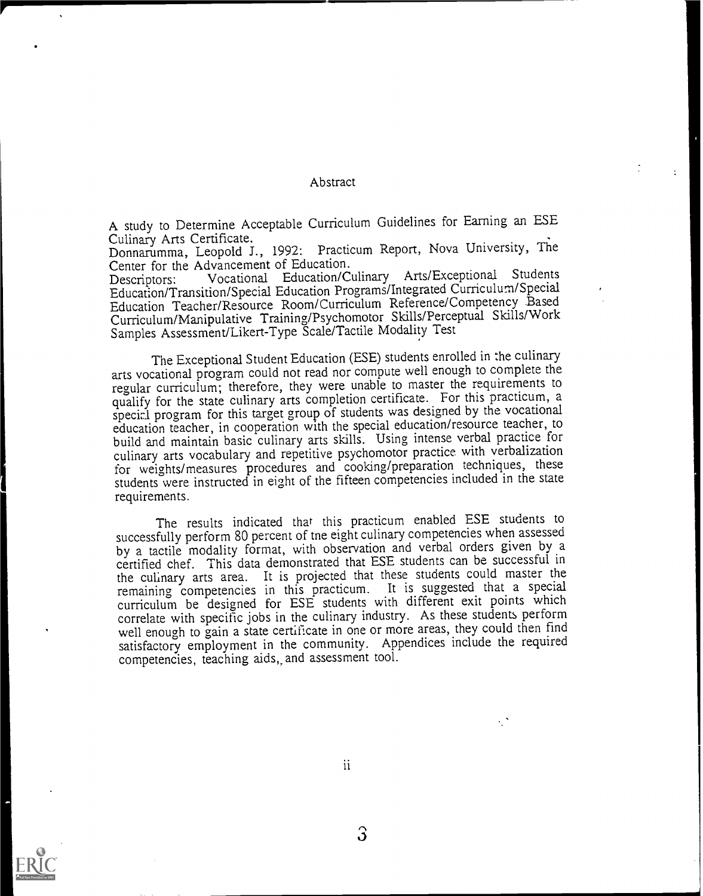# Abstract

A study to Determine Acceptable Curriculum Guidelines for Earning an ESE Culinary Arts Certificate.
Donnarumma, Leopold J., 1992: Practicum Report, Nova University, The Center for the Advancement of Education.
Descriptors: Vocational Education/Culinary Arts/Exceptional Students Education/Transition/Special Education Programs/Integrated Curriculum/Special Education Teacher/Resource Room/Curriculum Reference/Competency Based Curriculum/Manipulative Training/Psychomotor Skills/Perceptual Skills/Work Samples Assessment/Likert-Type Scale/Tactile Modality Test

The Exceptional Student Education (ESE) students enrolled in the culinary arts vocational program could not read nor compute well enough to complete the regular curriculum; therefore, they were unable to master the requirements to qualify for the state culinary arts completion certificate. For this practicum, a special program for this target group of students was designed by the vocational education teacher, in cooperation with the special education/resource teacher, to build and maintain basic culinary arts skills. Using intense verbal practice for culinary arts vocabulary and repetitive psychomotor practice with verbalization for weights/measures procedures and cooking/preparation techniques, these students were instructed in eight of the fifteen competencies included in the state requirements.

The results indicated that this practicum enabled ESE students to successfully perform 80 percent of the eight culinary competencies when assessed by a tactile modality format, with observation and verbal orders given by a certified chef. This data demonstrated that ESE students can be successful in the culinary arts area. It is projected that these students could master the remaining competencies in this practicum. It is suggested that a special curriculum be designed for ESE students with different exit points which correlate with specific jobs in the culinary industry. As these students perform well enough to gain a state certificate in one or more areas, they could then find satisfactory employment in the community. Appendices include the required competencies, teaching aids, and assessment tool.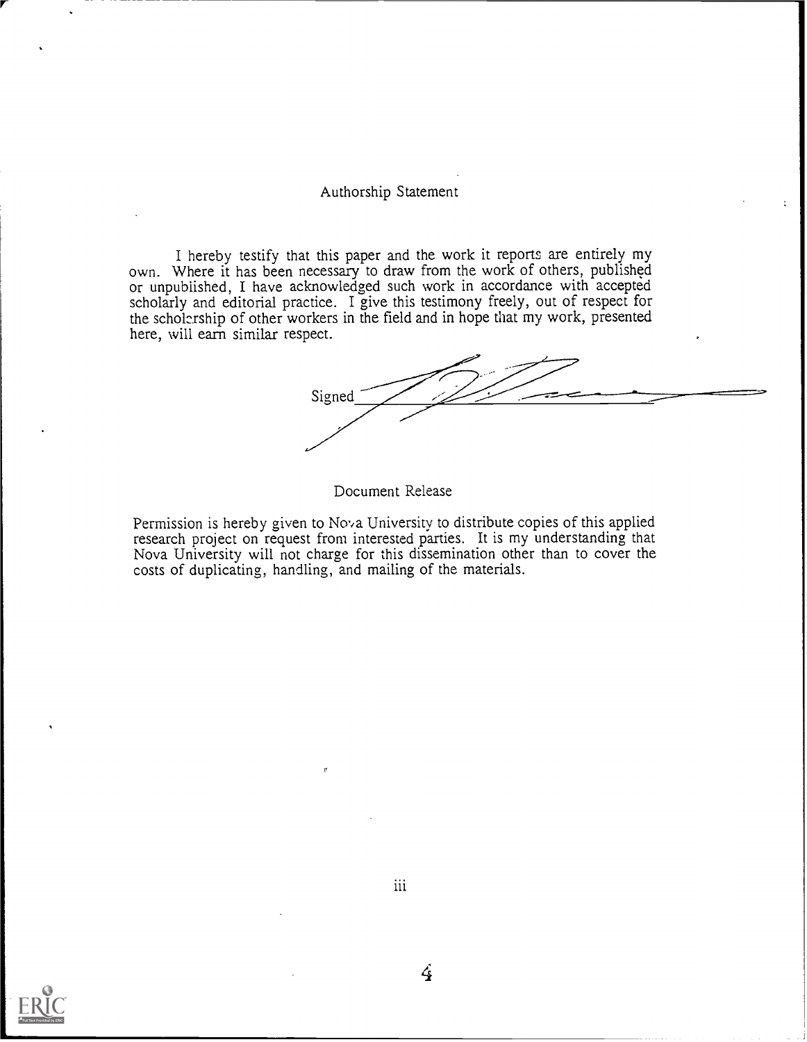## Authorship Statement

I hereby testify that this paper and the work it reports are entirely my own. Where it has been necessary to draw from the work of others, published or unpublished, I have acknowledged such work in accordance with accepted scholarly and editorial practice. I give this testimony freely, out of respect for the scholarship of other workers in the field and in hope that my work, presented here, will earn similar respect.

Signed ______________________

## Document Release

Permission is hereby given to Nova University to distribute copies of this applied research project on request from interested parties. It is my understanding that Nova University will not charge for this dissemination other than to cover the costs of duplicating, handling, and mailing of the materials.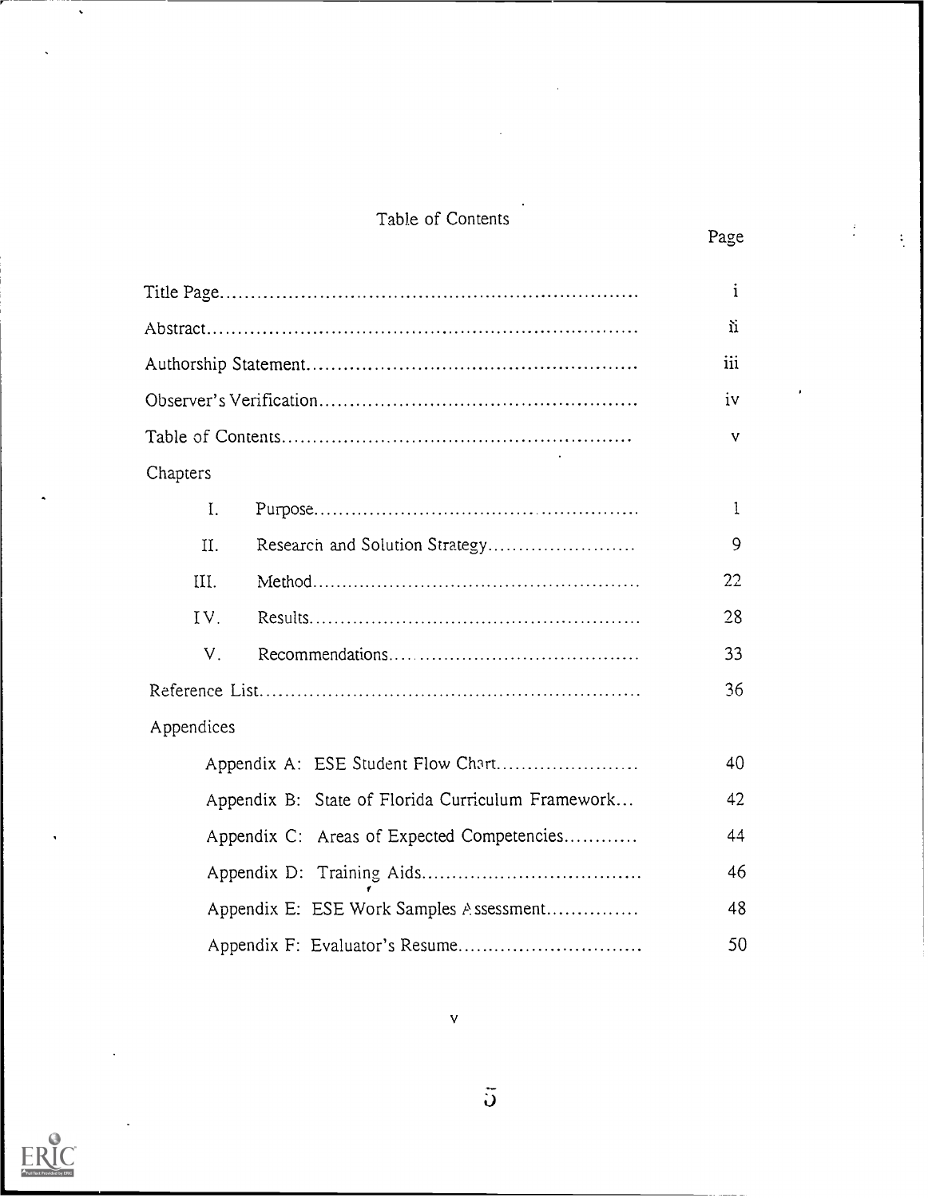# Table of Contents

| | Page |
|---|---|
| Title Page | i |
| Abstract | ii |
| Authorship Statement | iii |
| Observer's Verification | iv |
| Table of Contents | v |
| Chapters | |
| I. Purpose | 1 |
| II. Research and Solution Strategy | 9 |
| III. Method | 22 |
| IV. Results | 28 |
| V. Recommendations | 33 |
| Reference List | 36 |
| Appendices | |
| Appendix A: ESE Student Flow Chart | 40 |
| Appendix B: State of Florida Curriculum Framework | 42 |
| Appendix C: Areas of Expected Competencies | 44 |
| Appendix D: Training Aids | 46 |
| Appendix E: ESE Work Samples Assessment | 48 |
| Appendix F: Evaluator's Resume | 50 |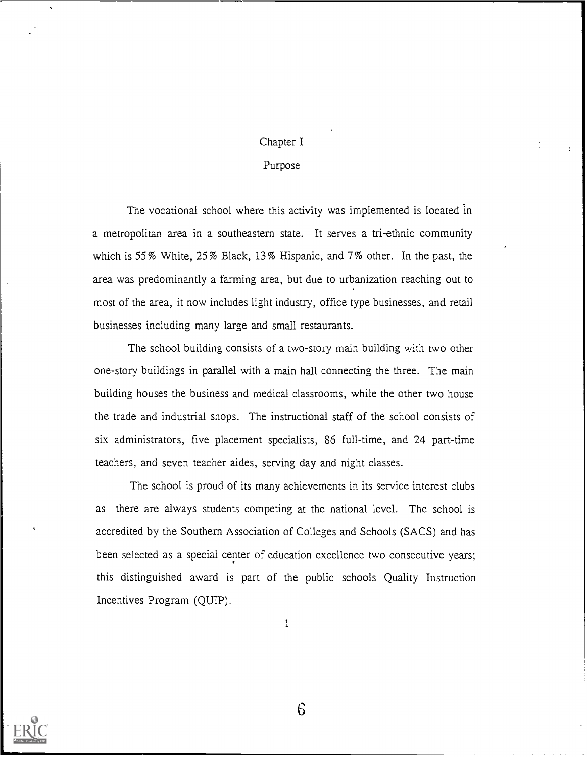# Chapter I

## Purpose

The vocational school where this activity was implemented is located in a metropolitan area in a southeastern state. It serves a tri-ethnic community which is 55% White, 25% Black, 13% Hispanic, and 7% other. In the past, the area was predominantly a farming area, but due to urbanization reaching out to most of the area, it now includes light industry, office type businesses, and retail businesses including many large and small restaurants.

The school building consists of a two-story main building with two other one-story buildings in parallel with a main hall connecting the three. The main building houses the business and medical classrooms, while the other two house the trade and industrial shops. The instructional staff of the school consists of six administrators, five placement specialists, 86 full-time, and 24 part-time teachers, and seven teacher aides, serving day and night classes.

The school is proud of its many achievements in its service interest clubs as there are always students competing at the national level. The school is accredited by the Southern Association of Colleges and Schools (SACS) and has been selected as a special center of education excellence two consecutive years; this distinguished award is part of the public schools Quality Instruction Incentives Program (QUIP).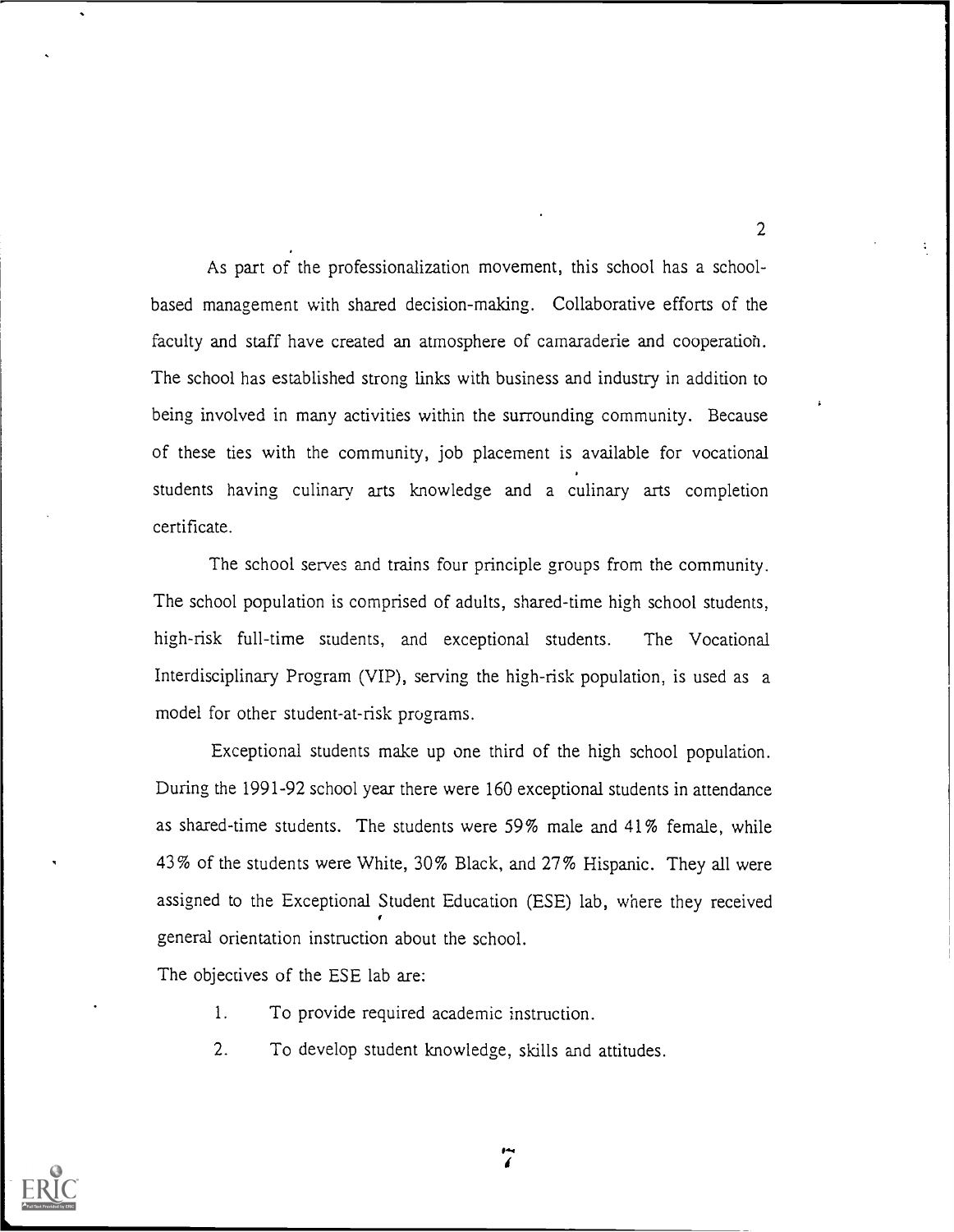As part of the professionalization movement, this school has a school-based management with shared decision-making. Collaborative efforts of the faculty and staff have created an atmosphere of camaraderie and cooperation. The school has established strong links with business and industry in addition to being involved in many activities within the surrounding community. Because of these ties with the community, job placement is available for vocational students having culinary arts knowledge and a culinary arts completion certificate.

The school serves and trains four principle groups from the community. The school population is comprised of adults, shared-time high school students, high-risk full-time students, and exceptional students. The Vocational Interdisciplinary Program (VIP), serving the high-risk population, is used as a model for other student-at-risk programs.

Exceptional students make up one third of the high school population. During the 1991-92 school year there were 160 exceptional students in attendance as shared-time students. The students were 59% male and 41% female, while 43% of the students were White, 30% Black, and 27% Hispanic. They all were assigned to the Exceptional Student Education (ESE) lab, where they received general orientation instruction about the school.

The objectives of the ESE lab are:

1. To provide required academic instruction.
2. To develop student knowledge, skills and attitudes.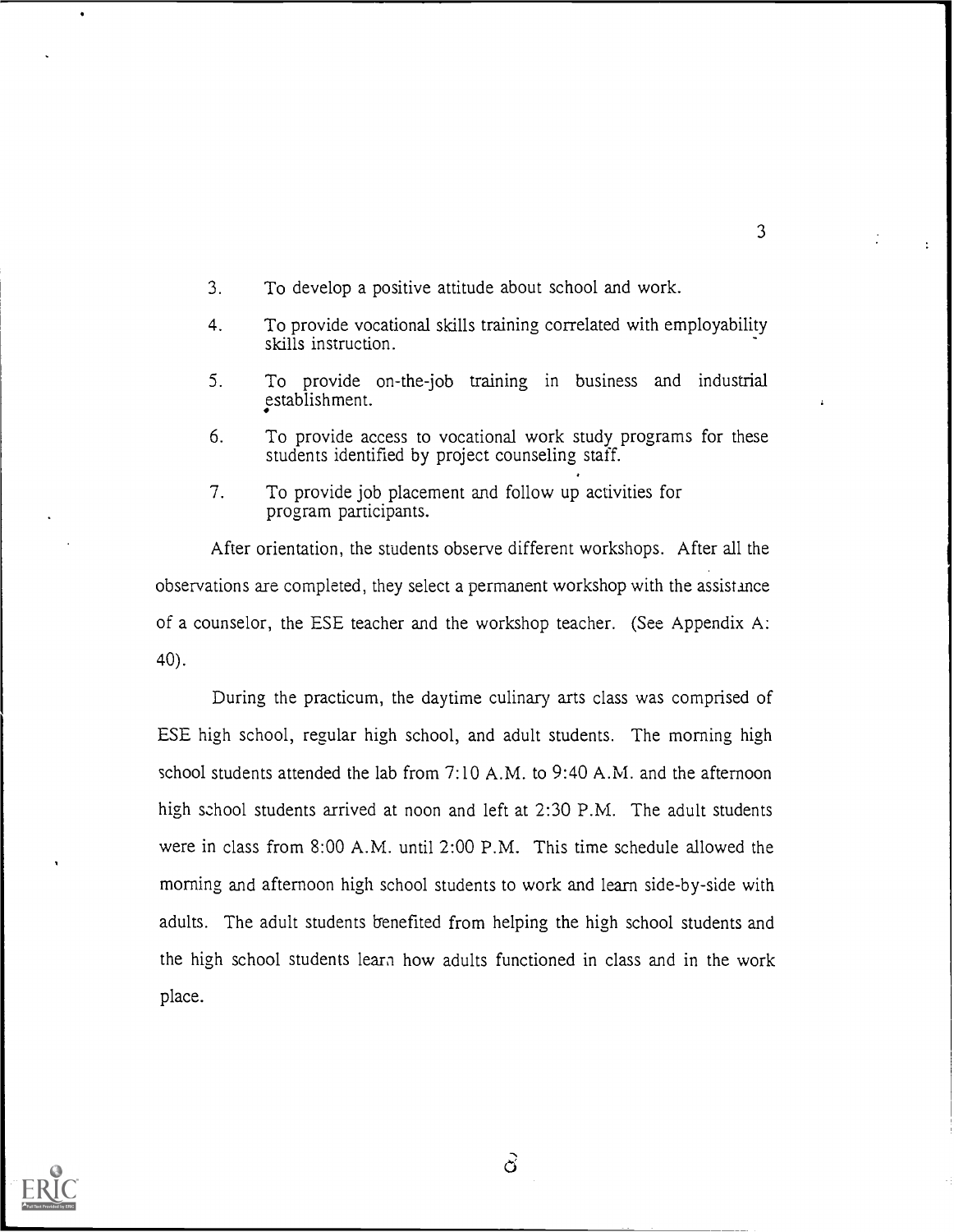3. To develop a positive attitude about school and work.

4. To provide vocational skills training correlated with employability skills instruction.

5. To provide on-the-job training in business and industrial establishment.

6. To provide access to vocational work study programs for these students identified by project counseling staff.

7. To provide job placement and follow up activities for program participants.

After orientation, the students observe different workshops. After all the observations are completed, they select a permanent workshop with the assistance of a counselor, the ESE teacher and the workshop teacher. (See Appendix A: 40).

During the practicum, the daytime culinary arts class was comprised of ESE high school, regular high school, and adult students. The morning high school students attended the lab from 7:10 A.M. to 9:40 A.M. and the afternoon high school students arrived at noon and left at 2:30 P.M. The adult students were in class from 8:00 A.M. until 2:00 P.M. This time schedule allowed the morning and afternoon high school students to work and learn side-by-side with adults. The adult students benefited from helping the high school students and the high school students learn how adults functioned in class and in the work place.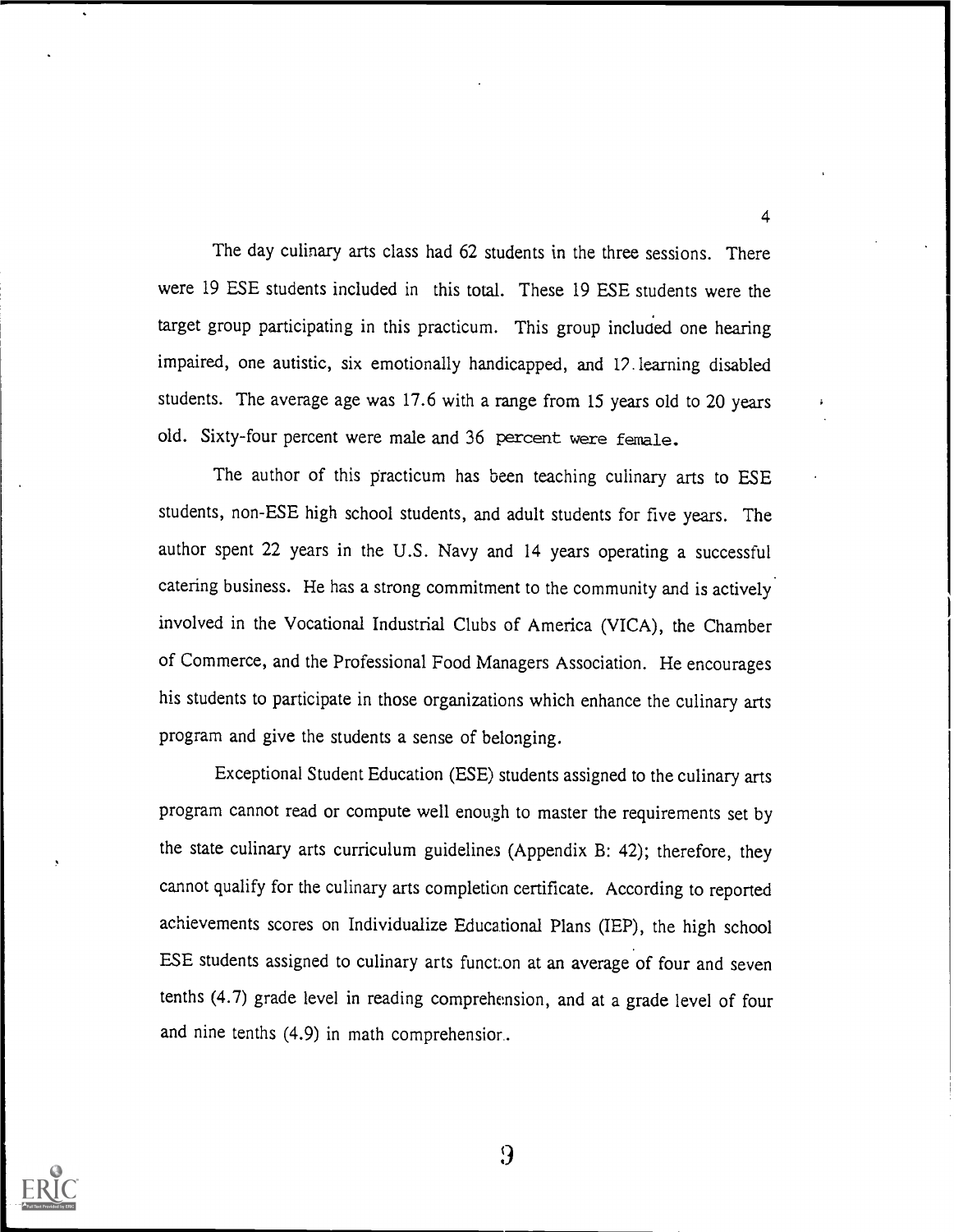The day culinary arts class had 62 students in the three sessions. There were 19 ESE students included in this total. These 19 ESE students were the target group participating in this practicum. This group included one hearing impaired, one autistic, six emotionally handicapped, and 12 learning disabled students. The average age was 17.6 with a range from 15 years old to 20 years old. Sixty-four percent were male and 36 percent were female.

The author of this practicum has been teaching culinary arts to ESE students, non-ESE high school students, and adult students for five years. The author spent 22 years in the U.S. Navy and 14 years operating a successful catering business. He has a strong commitment to the community and is actively involved in the Vocational Industrial Clubs of America (VICA), the Chamber of Commerce, and the Professional Food Managers Association. He encourages his students to participate in those organizations which enhance the culinary arts program and give the students a sense of belonging.

Exceptional Student Education (ESE) students assigned to the culinary arts program cannot read or compute well enough to master the requirements set by the state culinary arts curriculum guidelines (Appendix B: 42); therefore, they cannot qualify for the culinary arts completion certificate. According to reported achievements scores on Individualize Educational Plans (IEP), the high school ESE students assigned to culinary arts function at an average of four and seven tenths (4.7) grade level in reading comprehension, and at a grade level of four and nine tenths (4.9) in math comprehension.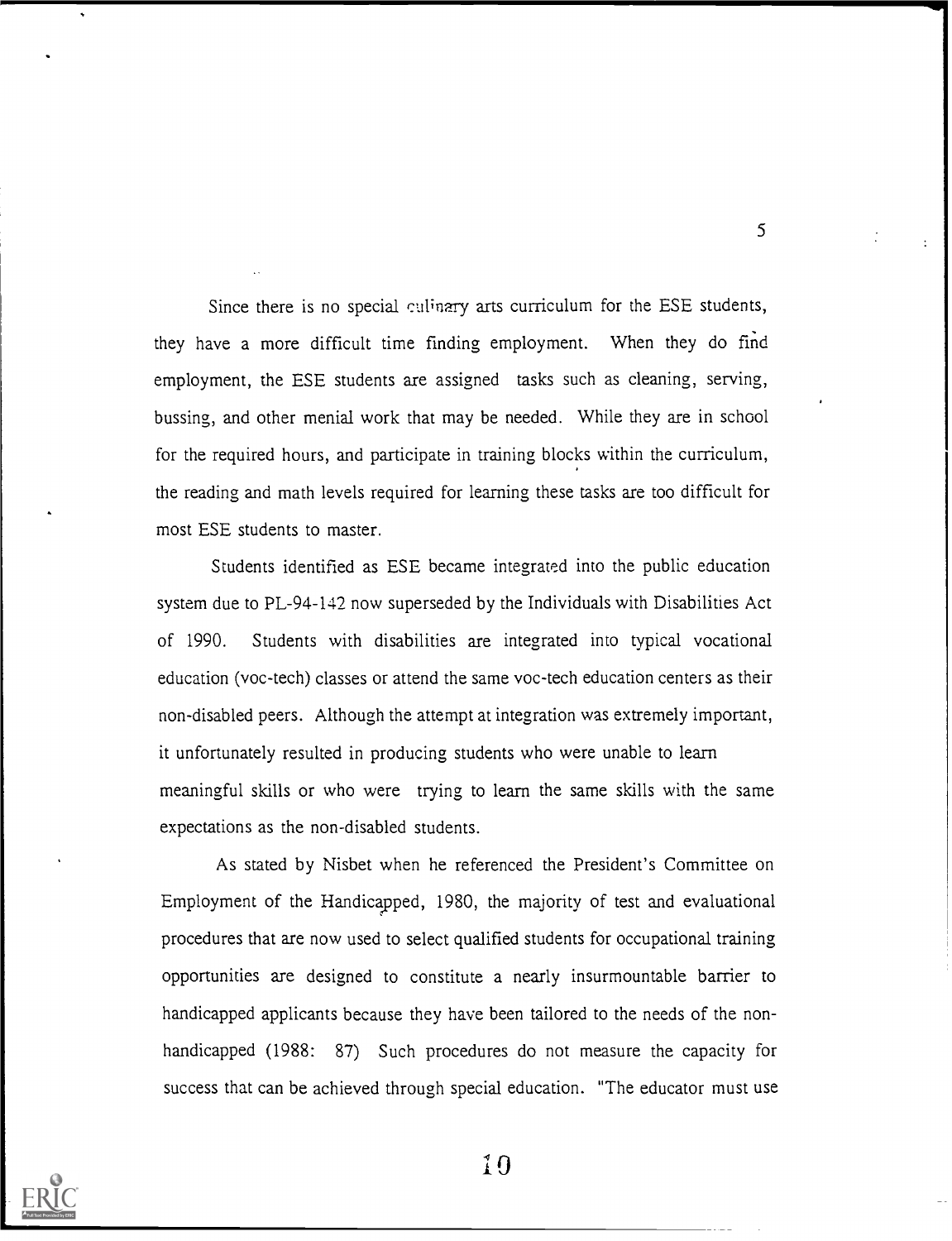Since there is no special culinary arts curriculum for the ESE students, they have a more difficult time finding employment. When they do find employment, the ESE students are assigned tasks such as cleaning, serving, bussing, and other menial work that may be needed. While they are in school for the required hours, and participate in training blocks within the curriculum, the reading and math levels required for learning these tasks are too difficult for most ESE students to master.

Students identified as ESE became integrated into the public education system due to PL-94-142 now superseded by the Individuals with Disabilities Act of 1990. Students with disabilities are integrated into typical vocational education (voc-tech) classes or attend the same voc-tech education centers as their non-disabled peers. Although the attempt at integration was extremely important, it unfortunately resulted in producing students who were unable to learn meaningful skills or who were trying to learn the same skills with the same expectations as the non-disabled students.

As stated by Nisbet when he referenced the President's Committee on Employment of the Handicapped, 1980, the majority of test and evaluational procedures that are now used to select qualified students for occupational training opportunities are designed to constitute a nearly insurmountable barrier to handicapped applicants because they have been tailored to the needs of the non-handicapped (1988: 87) Such procedures do not measure the capacity for success that can be achieved through special education. "The educator must use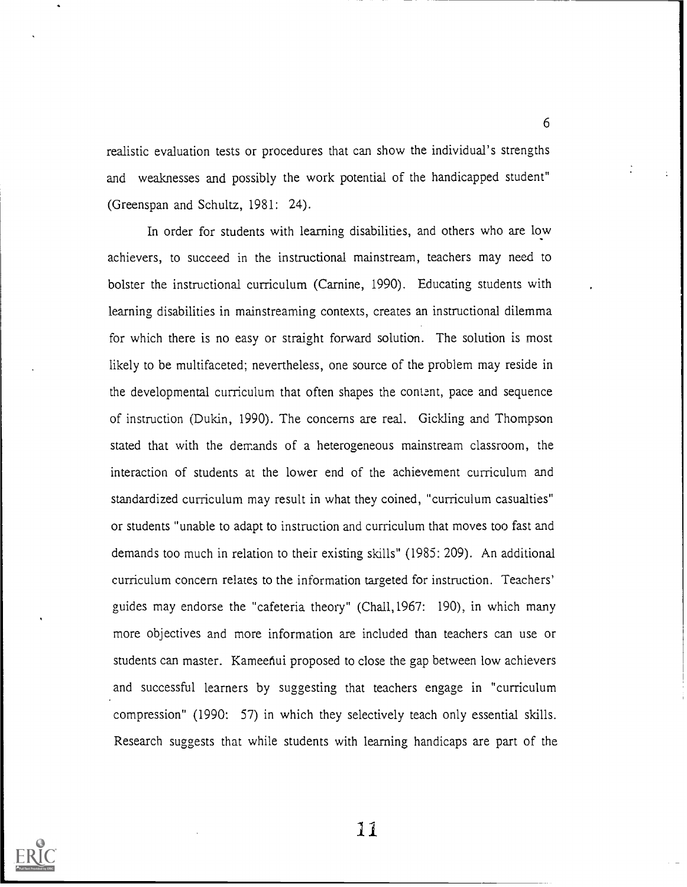realistic evaluation tests or procedures that can show the individual's strengths and weaknesses and possibly the work potential of the handicapped student" (Greenspan and Schultz, 1981: 24).

In order for students with learning disabilities, and others who are low achievers, to succeed in the instructional mainstream, teachers may need to bolster the instructional curriculum (Carnine, 1990). Educating students with learning disabilities in mainstreaming contexts, creates an instructional dilemma for which there is no easy or straight forward solution. The solution is most likely to be multifaceted; nevertheless, one source of the problem may reside in the developmental curriculum that often shapes the content, pace and sequence of instruction (Dukin, 1990). The concerns are real. Gickling and Thompson stated that with the demands of a heterogeneous mainstream classroom, the interaction of students at the lower end of the achievement curriculum and standardized curriculum may result in what they coined, "curriculum casualties" or students "unable to adapt to instruction and curriculum that moves too fast and demands too much in relation to their existing skills" (1985: 209). An additional curriculum concern relates to the information targeted for instruction. Teachers' guides may endorse the "cafeteria theory" (Chall,1967: 190), in which many more objectives and more information are included than teachers can use or students can master. Kameenui proposed to close the gap between low achievers and successful learners by suggesting that teachers engage in "curriculum compression" (1990: 57) in which they selectively teach only essential skills. Research suggests that while students with learning handicaps are part of the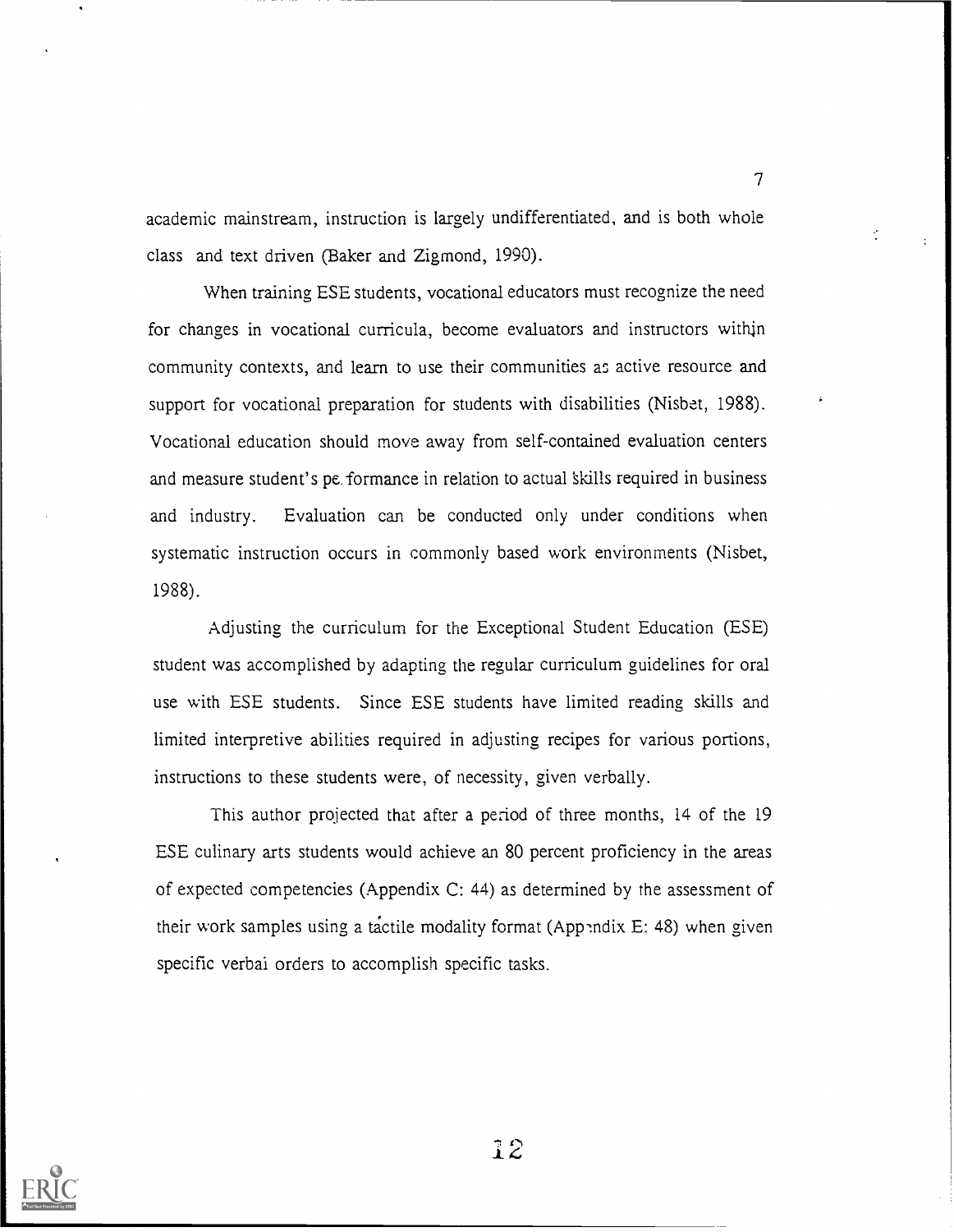academic mainstream, instruction is largely undifferentiated, and is both whole class and text driven (Baker and Zigmond, 1990).

When training ESE students, vocational educators must recognize the need for changes in vocational curricula, become evaluators and instructors within community contexts, and learn to use their communities as active resource and support for vocational preparation for students with disabilities (Nisbet, 1988). Vocational education should move away from self-contained evaluation centers and measure student's performance in relation to actual skills required in business and industry. Evaluation can be conducted only under conditions when systematic instruction occurs in commonly based work environments (Nisbet, 1988).

Adjusting the curriculum for the Exceptional Student Education (ESE) student was accomplished by adapting the regular curriculum guidelines for oral use with ESE students. Since ESE students have limited reading skills and limited interpretive abilities required in adjusting recipes for various portions, instructions to these students were, of necessity, given verbally.

This author projected that after a period of three months, 14 of the 19 ESE culinary arts students would achieve an 80 percent proficiency in the areas of expected competencies (Appendix C: 44) as determined by the assessment of their work samples using a tactile modality format (Appendix E: 48) when given specific verbal orders to accomplish specific tasks.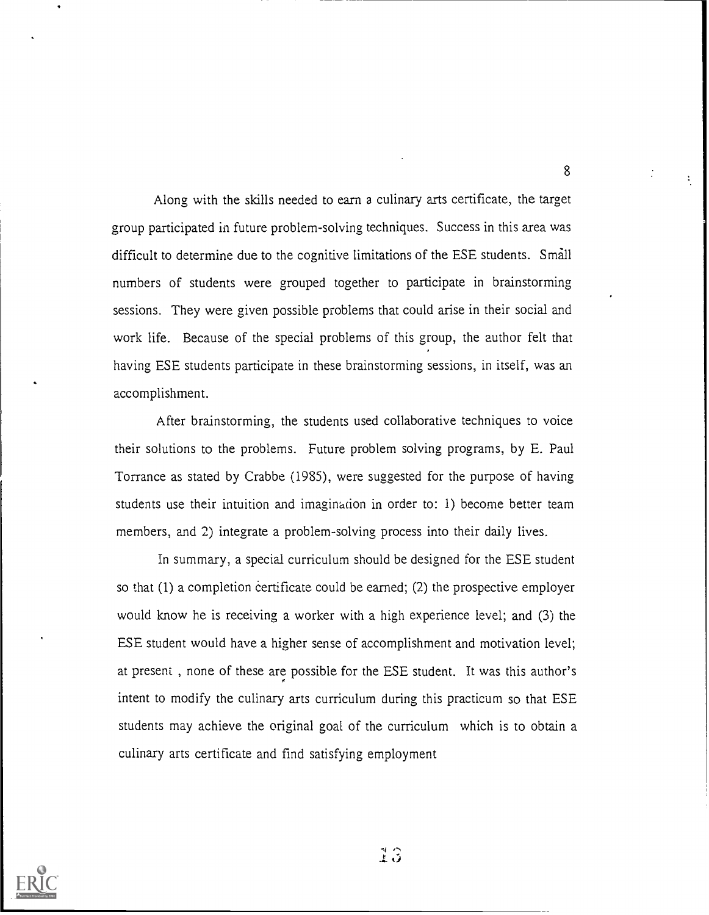Along with the skills needed to earn a culinary arts certificate, the target group participated in future problem-solving techniques. Success in this area was difficult to determine due to the cognitive limitations of the ESE students. Small numbers of students were grouped together to participate in brainstorming sessions. They were given possible problems that could arise in their social and work life. Because of the special problems of this group, the author felt that having ESE students participate in these brainstorming sessions, in itself, was an accomplishment.

After brainstorming, the students used collaborative techniques to voice their solutions to the problems. Future problem solving programs, by E. Paul Torrance as stated by Crabbe (1985), were suggested for the purpose of having students use their intuition and imagination in order to: 1) become better team members, and 2) integrate a problem-solving process into their daily lives.

In summary, a special curriculum should be designed for the ESE student so that (1) a completion certificate could be earned; (2) the prospective employer would know he is receiving a worker with a high experience level; and (3) the ESE student would have a higher sense of accomplishment and motivation level; at present , none of these are possible for the ESE student. It was this author's intent to modify the culinary arts curriculum during this practicum so that ESE students may achieve the original goal of the curriculum which is to obtain a culinary arts certificate and find satisfying employment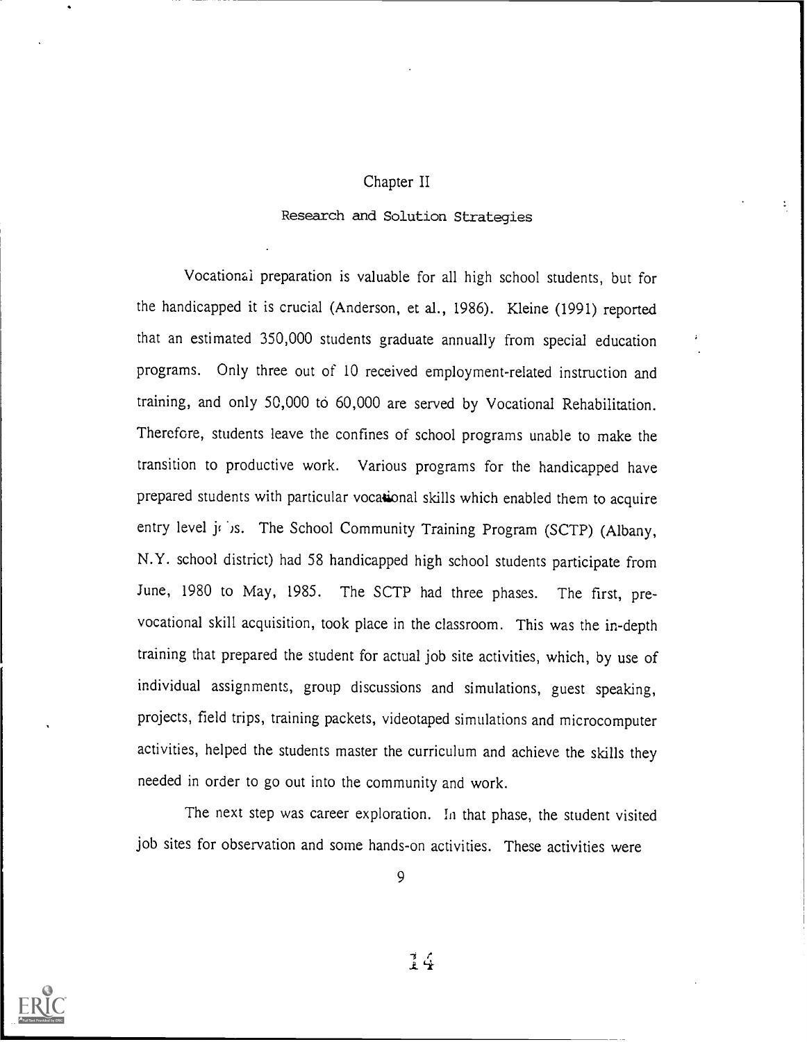# Chapter II

## Research and Solution Strategies

Vocational preparation is valuable for all high school students, but for the handicapped it is crucial (Anderson, et al., 1986). Kleine (1991) reported that an estimated 350,000 students graduate annually from special education programs. Only three out of 10 received employment-related instruction and training, and only 50,000 to 60,000 are served by Vocational Rehabilitation. Therefore, students leave the confines of school programs unable to make the transition to productive work. Various programs for the handicapped have prepared students with particular vocational skills which enabled them to acquire entry level jobs. The School Community Training Program (SCTP) (Albany, N.Y. school district) had 58 handicapped high school students participate from June, 1980 to May, 1985. The SCTP had three phases. The first, pre-vocational skill acquisition, took place in the classroom. This was the in-depth training that prepared the student for actual job site activities, which, by use of individual assignments, group discussions and simulations, guest speaking, projects, field trips, training packets, videotaped simulations and microcomputer activities, helped the students master the curriculum and achieve the skills they needed in order to go out into the community and work.

The next step was career exploration. In that phase, the student visited job sites for observation and some hands-on activities. These activities were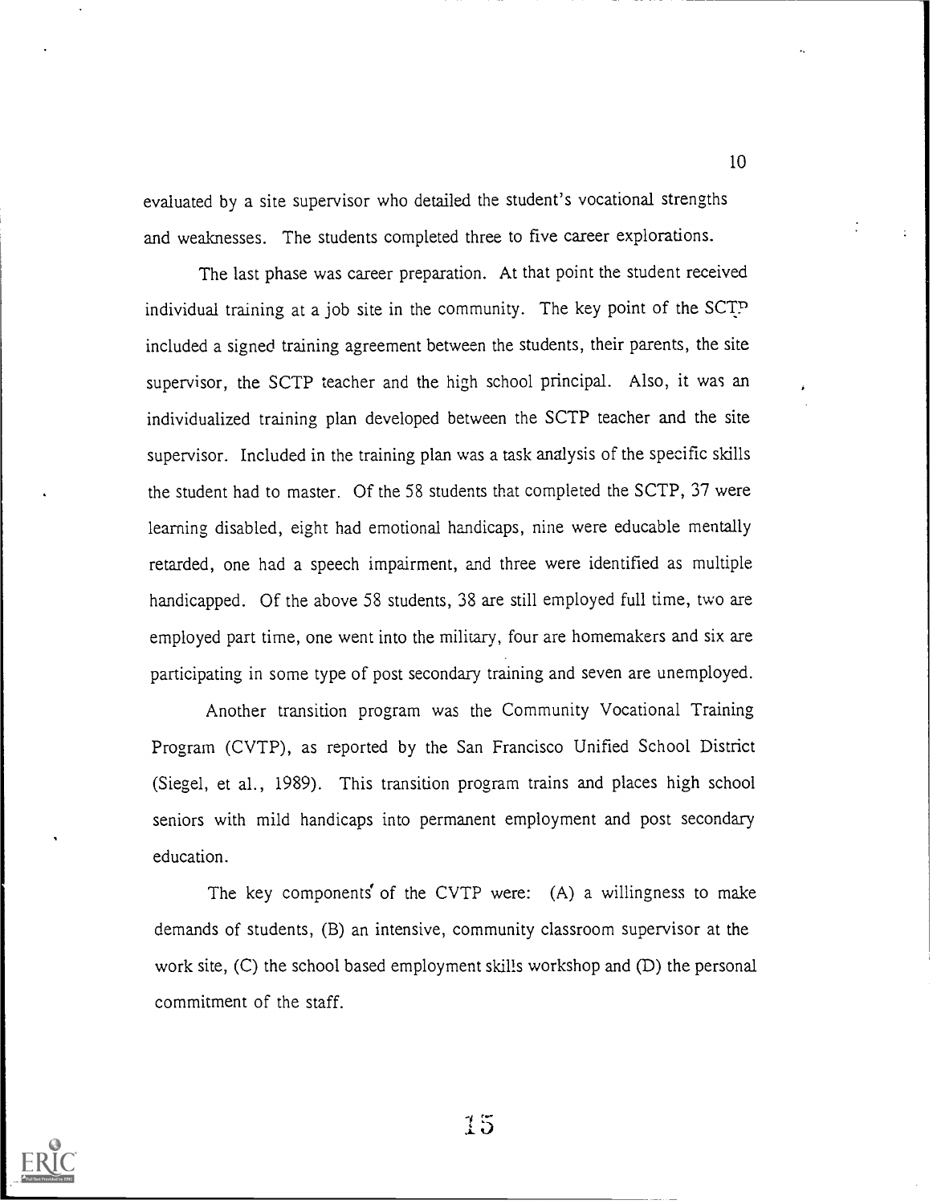evaluated by a site supervisor who detailed the student's vocational strengths and weaknesses. The students completed three to five career explorations.

The last phase was career preparation. At that point the student received individual training at a job site in the community. The key point of the SCTP included a signed training agreement between the students, their parents, the site supervisor, the SCTP teacher and the high school principal. Also, it was an individualized training plan developed between the SCTP teacher and the site supervisor. Included in the training plan was a task analysis of the specific skills the student had to master. Of the 58 students that completed the SCTP, 37 were learning disabled, eight had emotional handicaps, nine were educable mentally retarded, one had a speech impairment, and three were identified as multiple handicapped. Of the above 58 students, 38 are still employed full time, two are employed part time, one went into the military, four are homemakers and six are participating in some type of post secondary training and seven are unemployed.

Another transition program was the Community Vocational Training Program (CVTP), as reported by the San Francisco Unified School District (Siegel, et al., 1989). This transition program trains and places high school seniors with mild handicaps into permanent employment and post secondary education.

The key components of the CVTP were: (A) a willingness to make demands of students, (B) an intensive, community classroom supervisor at the work site, (C) the school based employment skills workshop and (D) the personal commitment of the staff.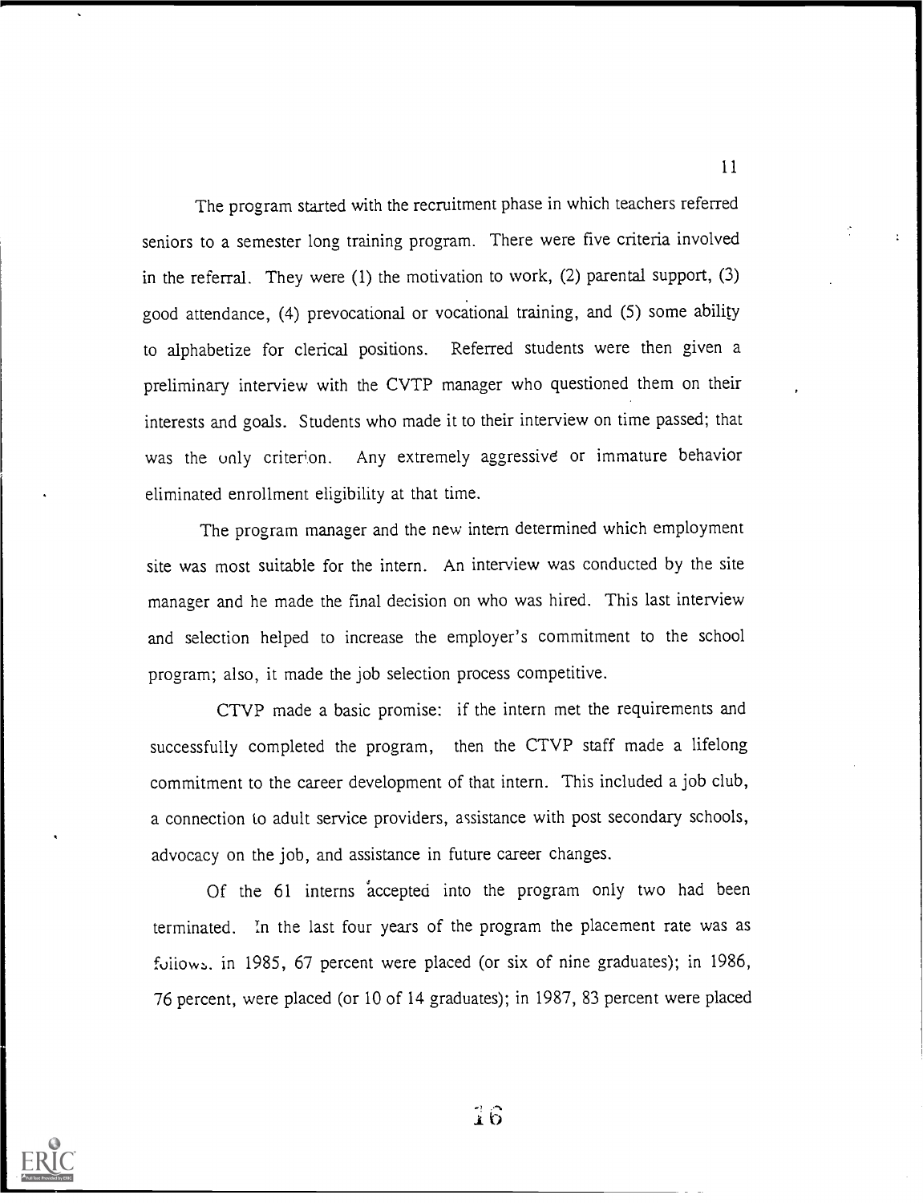The program started with the recruitment phase in which teachers referred seniors to a semester long training program. There were five criteria involved in the referral. They were (1) the motivation to work, (2) parental support, (3) good attendance, (4) prevocational or vocational training, and (5) some ability to alphabetize for clerical positions. Referred students were then given a preliminary interview with the CVTP manager who questioned them on their interests and goals. Students who made it to their interview on time passed; that was the only criterion. Any extremely aggressive or immature behavior eliminated enrollment eligibility at that time.

The program manager and the new intern determined which employment site was most suitable for the intern. An interview was conducted by the site manager and he made the final decision on who was hired. This last interview and selection helped to increase the employer's commitment to the school program; also, it made the job selection process competitive.

CTVP made a basic promise: if the intern met the requirements and successfully completed the program, then the CTVP staff made a lifelong commitment to the career development of that intern. This included a job club, a connection to adult service providers, assistance with post secondary schools, advocacy on the job, and assistance in future career changes.

Of the 61 interns accepted into the program only two had been terminated. In the last four years of the program the placement rate was as follows. in 1985, 67 percent were placed (or six of nine graduates); in 1986, 76 percent, were placed (or 10 of 14 graduates); in 1987, 83 percent were placed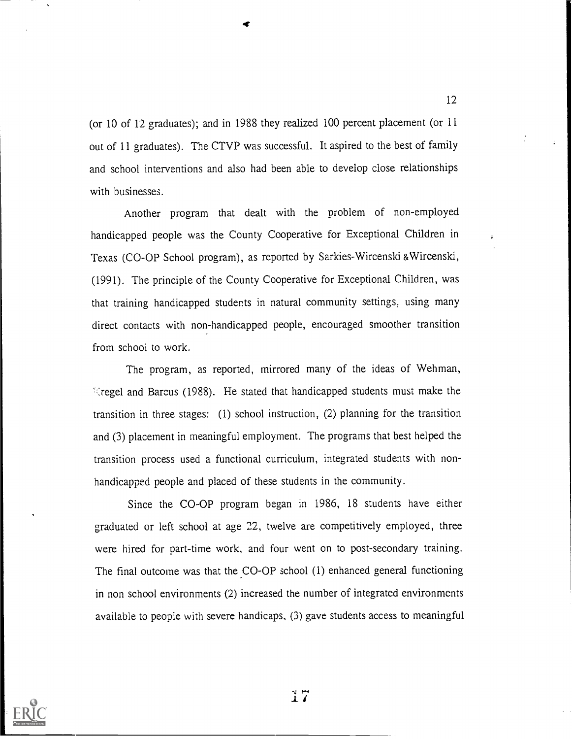(or 10 of 12 graduates); and in 1988 they realized 100 percent placement (or 11 out of 11 graduates). The CTVP was successful. It aspired to the best of family and school interventions and also had been able to develop close relationships with businesses.

Another program that dealt with the problem of non-employed handicapped people was the County Cooperative for Exceptional Children in Texas (CO-OP School program), as reported by Sarkies-Wircenski & Wircenski, (1991). The principle of the County Cooperative for Exceptional Children, was that training handicapped students in natural community settings, using many direct contacts with non-handicapped people, encouraged smoother transition from school to work.

The program, as reported, mirrored many of the ideas of Wehman, Kregel and Barcus (1988). He stated that handicapped students must make the transition in three stages: (1) school instruction, (2) planning for the transition and (3) placement in meaningful employment. The programs that best helped the transition process used a functional curriculum, integrated students with non-handicapped people and placed of these students in the community.

Since the CO-OP program began in 1986, 18 students have either graduated or left school at age 22, twelve are competitively employed, three were hired for part-time work, and four went on to post-secondary training. The final outcome was that the CO-OP school (1) enhanced general functioning in non school environments (2) increased the number of integrated environments available to people with severe handicaps, (3) gave students access to meaningful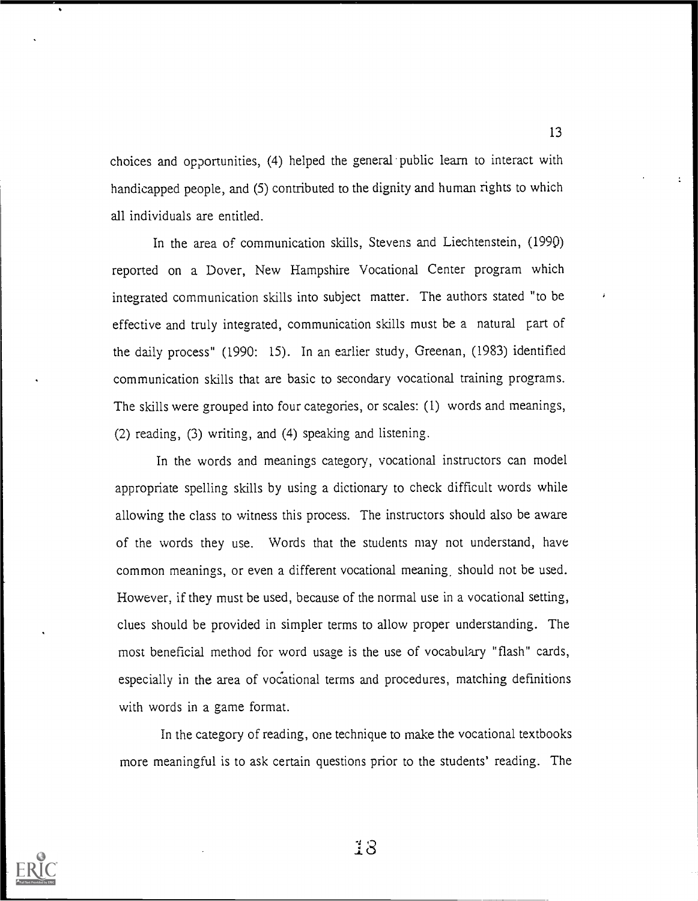choices and opportunities, (4) helped the general public learn to interact with handicapped people, and (5) contributed to the dignity and human rights to which all individuals are entitled.

In the area of communication skills, Stevens and Liechtenstein, (1990) reported on a Dover, New Hampshire Vocational Center program which integrated communication skills into subject matter. The authors stated "to be effective and truly integrated, communication skills must be a natural part of the daily process" (1990: 15). In an earlier study, Greenan, (1983) identified communication skills that are basic to secondary vocational training programs. The skills were grouped into four categories, or scales: (1) words and meanings, (2) reading, (3) writing, and (4) speaking and listening.

In the words and meanings category, vocational instructors can model appropriate spelling skills by using a dictionary to check difficult words while allowing the class to witness this process. The instructors should also be aware of the words they use. Words that the students may not understand, have common meanings, or even a different vocational meaning, should not be used. However, if they must be used, because of the normal use in a vocational setting, clues should be provided in simpler terms to allow proper understanding. The most beneficial method for word usage is the use of vocabulary "flash" cards, especially in the area of vocational terms and procedures, matching definitions with words in a game format.

In the category of reading, one technique to make the vocational textbooks more meaningful is to ask certain questions prior to the students' reading. The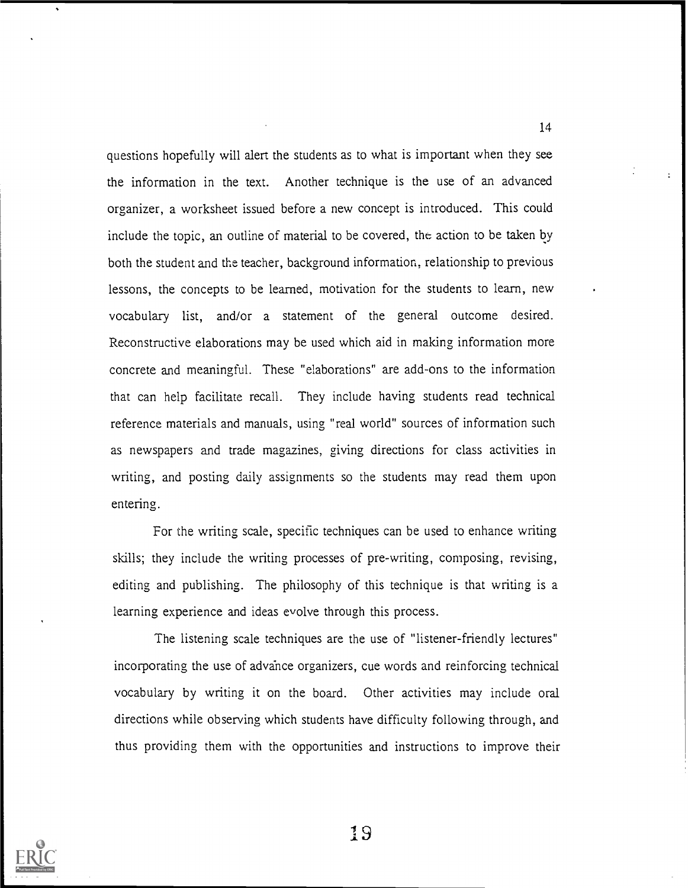questions hopefully will alert the students as to what is important when they see the information in the text. Another technique is the use of an advanced organizer, a worksheet issued before a new concept is introduced. This could include the topic, an outline of material to be covered, the action to be taken by both the student and the teacher, background information, relationship to previous lessons, the concepts to be learned, motivation for the students to learn, new vocabulary list, and/or a statement of the general outcome desired. Reconstructive elaborations may be used which aid in making information more concrete and meaningful. These "elaborations" are add-ons to the information that can help facilitate recall. They include having students read technical reference materials and manuals, using "real world" sources of information such as newspapers and trade magazines, giving directions for class activities in writing, and posting daily assignments so the students may read them upon entering.

For the writing scale, specific techniques can be used to enhance writing skills; they include the writing processes of pre-writing, composing, revising, editing and publishing. The philosophy of this technique is that writing is a learning experience and ideas evolve through this process.

The listening scale techniques are the use of "listener-friendly lectures" incorporating the use of advance organizers, cue words and reinforcing technical vocabulary by writing it on the board. Other activities may include oral directions while observing which students have difficulty following through, and thus providing them with the opportunities and instructions to improve their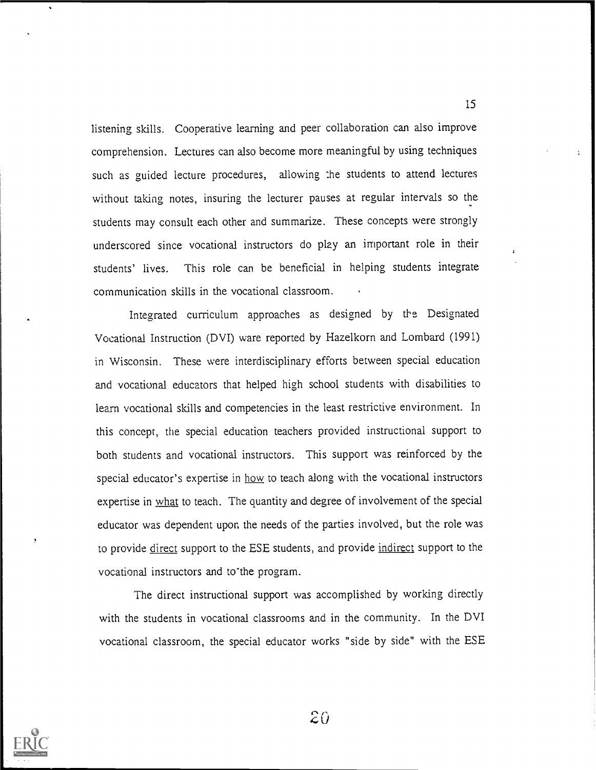listening skills. Cooperative learning and peer collaboration can also improve comprehension. Lectures can also become more meaningful by using techniques such as guided lecture procedures, allowing the students to attend lectures without taking notes, insuring the lecturer pauses at regular intervals so the students may consult each other and summarize. These concepts were strongly underscored since vocational instructors do play an important role in their students' lives. This role can be beneficial in helping students integrate communication skills in the vocational classroom.

Integrated curriculum approaches as designed by the Designated Vocational Instruction (DVI) ware reported by Hazelkorn and Lombard (1991) in Wisconsin. These were interdisciplinary efforts between special education and vocational educators that helped high school students with disabilities to learn vocational skills and competencies in the least restrictive environment. In this concept, the special education teachers provided instructional support to both students and vocational instructors. This support was reinforced by the special educator's expertise in <u>how</u> to teach along with the vocational instructors expertise in <u>what</u> to teach. The quantity and degree of involvement of the special educator was dependent upon the needs of the parties involved, but the role was to provide <u>direct</u> support to the ESE students, and provide <u>indirect</u> support to the vocational instructors and to the program.

The direct instructional support was accomplished by working directly with the students in vocational classrooms and in the community. In the DVI vocational classroom, the special educator works "side by side" with the ESE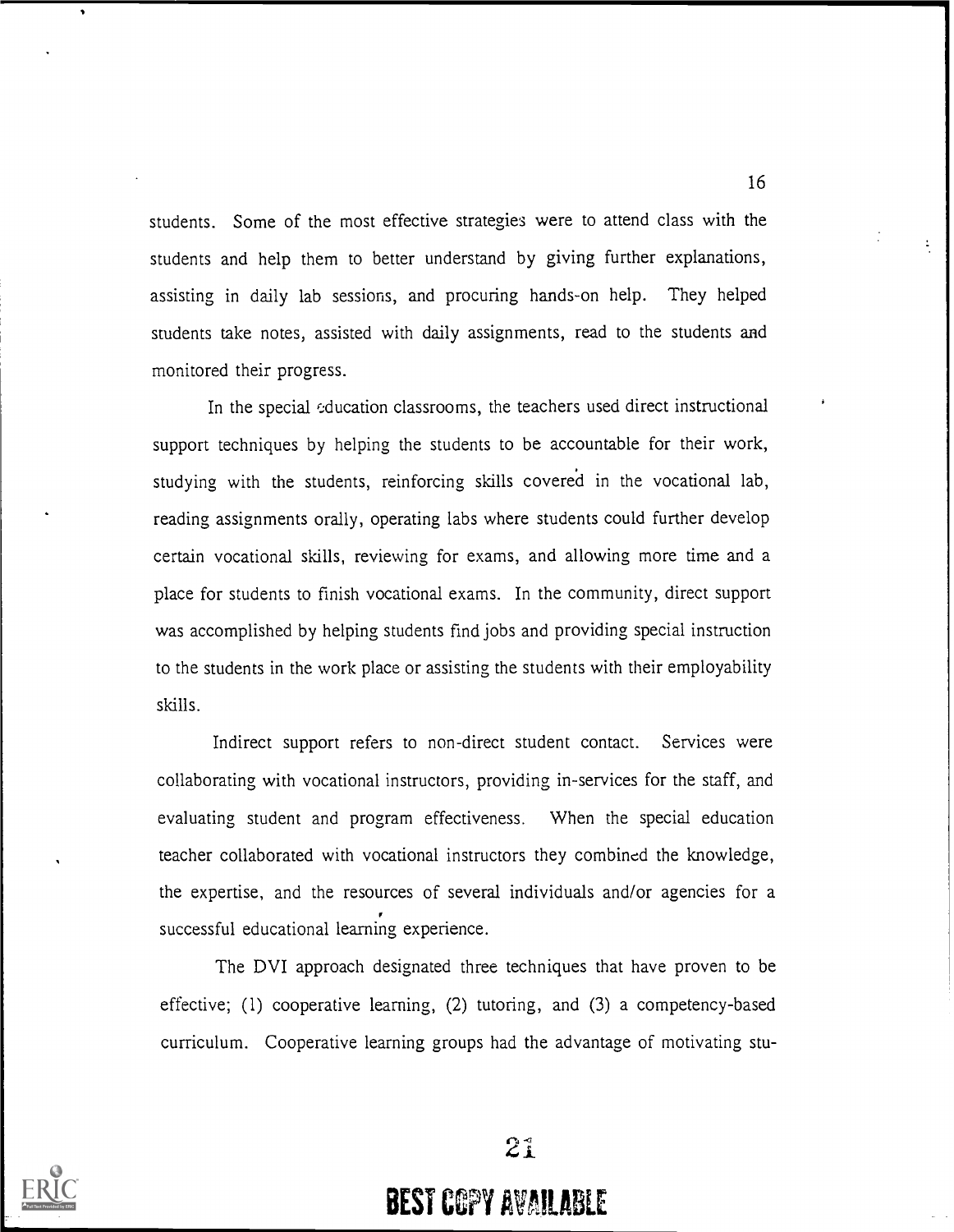students. Some of the most effective strategies were to attend class with the students and help them to better understand by giving further explanations, assisting in daily lab sessions, and procuring hands-on help. They helped students take notes, assisted with daily assignments, read to the students and monitored their progress.

In the special education classrooms, the teachers used direct instructional support techniques by helping the students to be accountable for their work, studying with the students, reinforcing skills covered in the vocational lab, reading assignments orally, operating labs where students could further develop certain vocational skills, reviewing for exams, and allowing more time and a place for students to finish vocational exams. In the community, direct support was accomplished by helping students find jobs and providing special instruction to the students in the work place or assisting the students with their employability skills.

Indirect support refers to non-direct student contact. Services were collaborating with vocational instructors, providing in-services for the staff, and evaluating student and program effectiveness. When the special education teacher collaborated with vocational instructors they combined the knowledge, the expertise, and the resources of several individuals and/or agencies for a successful educational learning experience.

The DVI approach designated three techniques that have proven to be effective; (1) cooperative learning, (2) tutoring, and (3) a competency-based curriculum. Cooperative learning groups had the advantage of motivating stu-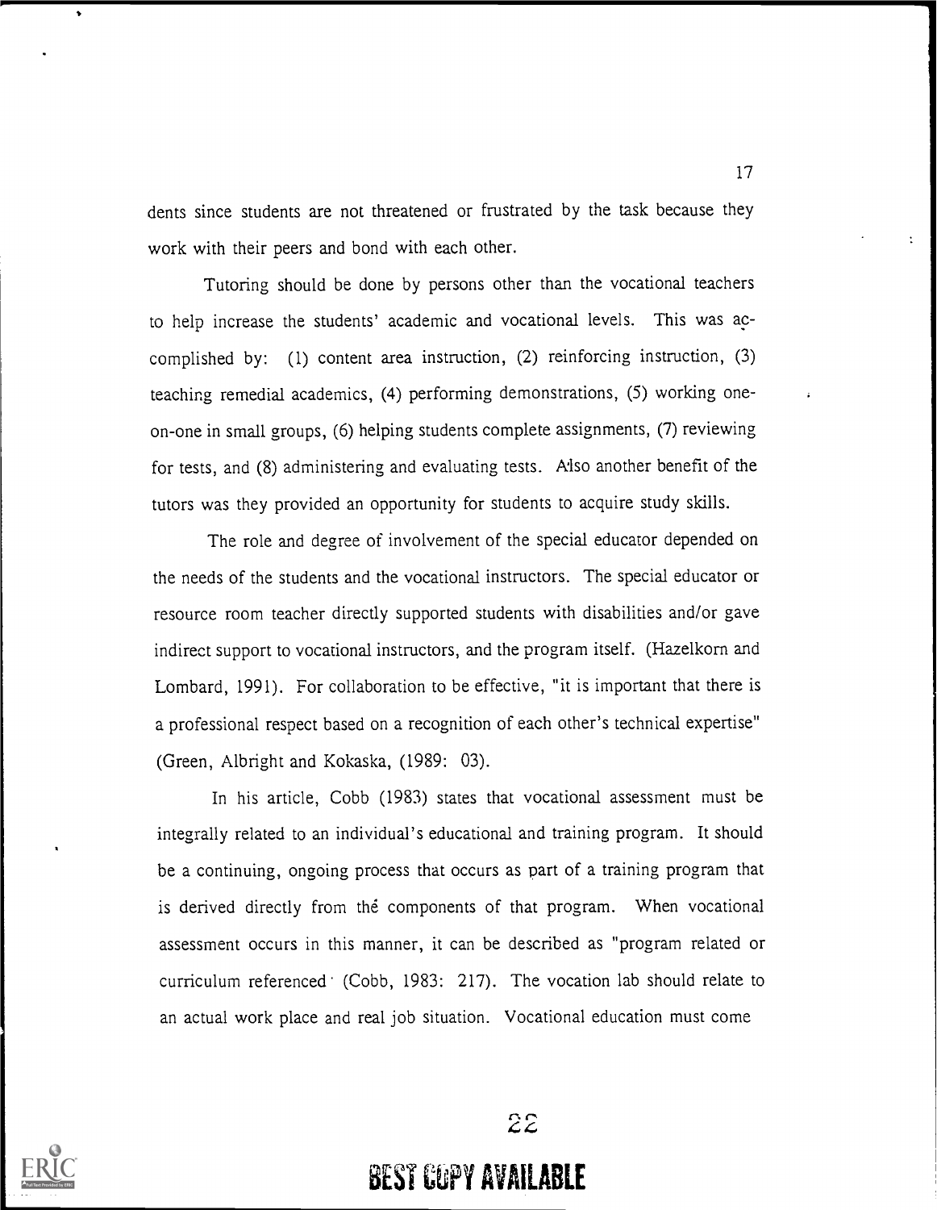dents since students are not threatened or frustrated by the task because they work with their peers and bond with each other.

Tutoring should be done by persons other than the vocational teachers to help increase the students' academic and vocational levels. This was accomplished by: (1) content area instruction, (2) reinforcing instruction, (3) teaching remedial academics, (4) performing demonstrations, (5) working one-on-one in small groups, (6) helping students complete assignments, (7) reviewing for tests, and (8) administering and evaluating tests. Also another benefit of the tutors was they provided an opportunity for students to acquire study skills.

The role and degree of involvement of the special educator depended on the needs of the students and the vocational instructors. The special educator or resource room teacher directly supported students with disabilities and/or gave indirect support to vocational instructors, and the program itself. (Hazelkorn and Lombard, 1991). For collaboration to be effective, "it is important that there is a professional respect based on a recognition of each other's technical expertise" (Green, Albright and Kokaska, (1989: 03).

In his article, Cobb (1983) states that vocational assessment must be integrally related to an individual's educational and training program. It should be a continuing, ongoing process that occurs as part of a training program that is derived directly from the components of that program. When vocational assessment occurs in this manner, it can be described as "program related or curriculum referenced (Cobb, 1983: 217). The vocation lab should relate to an actual work place and real job situation. Vocational education must come

BEST COPY AVAILABLE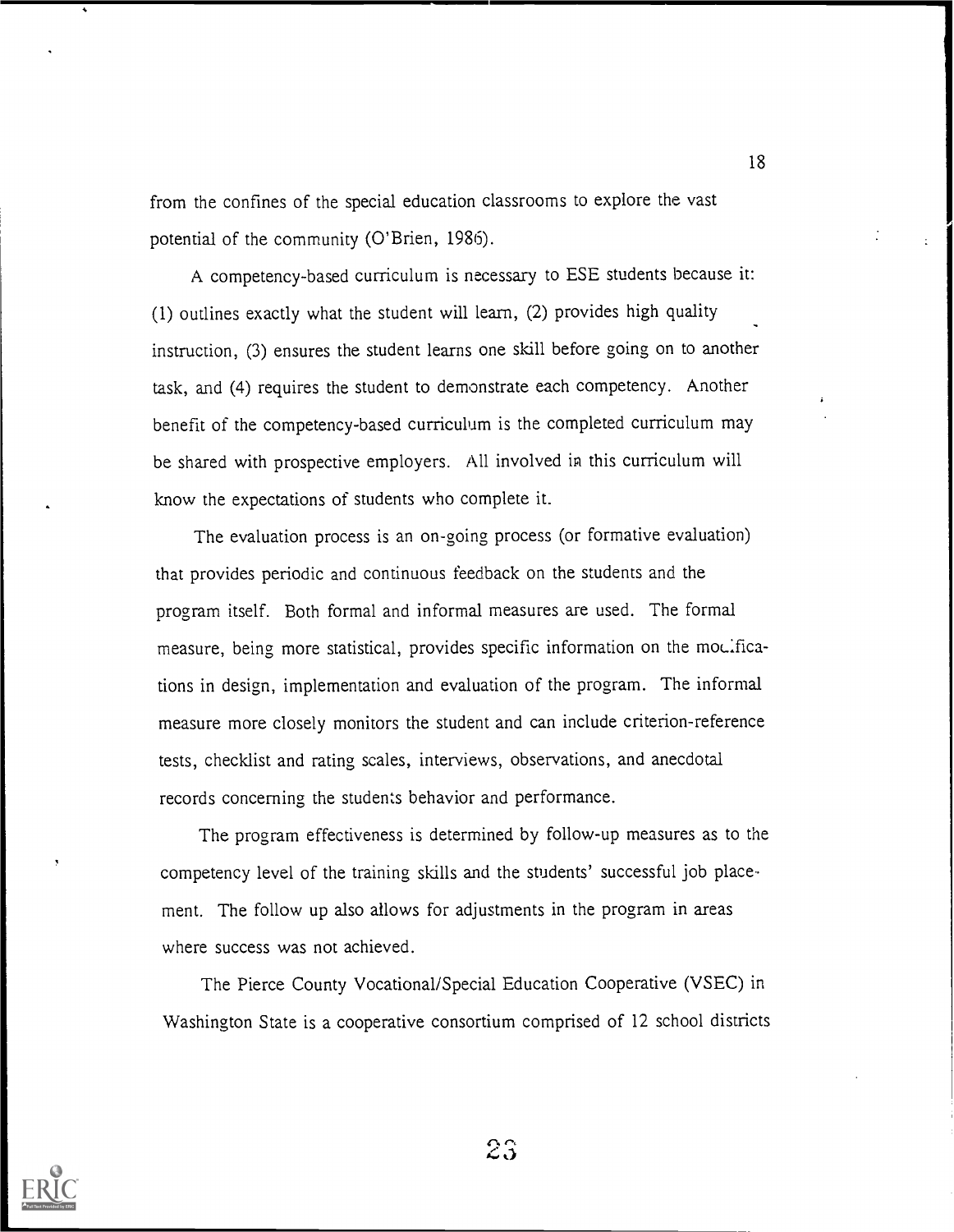from the confines of the special education classrooms to explore the vast potential of the community (O'Brien, 1986).

A competency-based curriculum is necessary to ESE students because it: (1) outlines exactly what the student will learn, (2) provides high quality instruction, (3) ensures the student learns one skill before going on to another task, and (4) requires the student to demonstrate each competency. Another benefit of the competency-based curriculum is the completed curriculum may be shared with prospective employers. All involved in this curriculum will know the expectations of students who complete it.

The evaluation process is an on-going process (or formative evaluation) that provides periodic and continuous feedback on the students and the program itself. Both formal and informal measures are used. The formal measure, being more statistical, provides specific information on the modifications in design, implementation and evaluation of the program. The informal measure more closely monitors the student and can include criterion-reference tests, checklist and rating scales, interviews, observations, and anecdotal records concerning the students behavior and performance.

The program effectiveness is determined by follow-up measures as to the competency level of the training skills and the students' successful job placement. The follow up also allows for adjustments in the program in areas where success was not achieved.

The Pierce County Vocational/Special Education Cooperative (VSEC) in Washington State is a cooperative consortium comprised of 12 school districts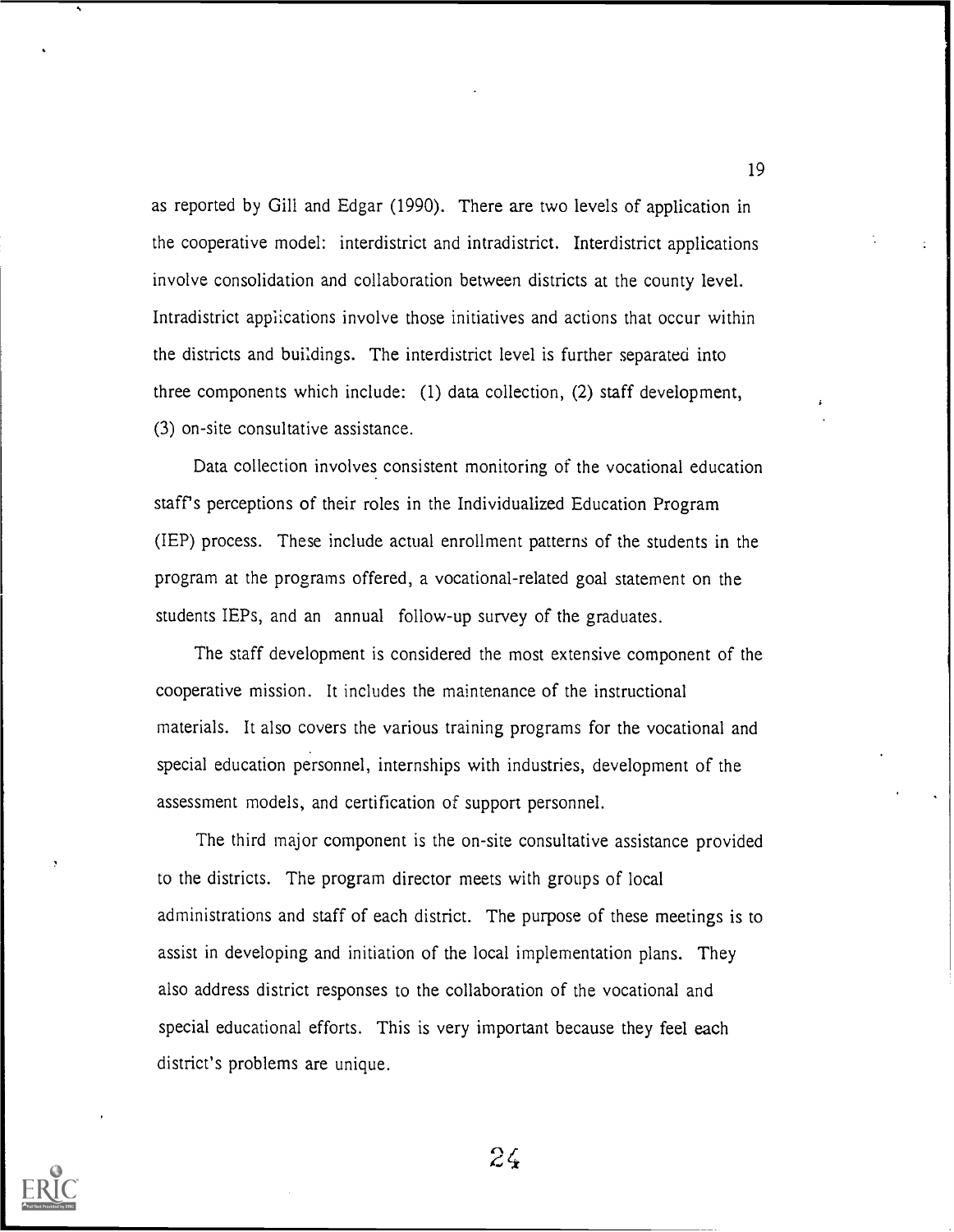as reported by Gill and Edgar (1990). There are two levels of application in the cooperative model: interdistrict and intradistrict. Interdistrict applications involve consolidation and collaboration between districts at the county level. Intradistrict applications involve those initiatives and actions that occur within the districts and buildings. The interdistrict level is further separated into three components which include: (1) data collection, (2) staff development, (3) on-site consultative assistance.

Data collection involves consistent monitoring of the vocational education staff's perceptions of their roles in the Individualized Education Program (IEP) process. These include actual enrollment patterns of the students in the program at the programs offered, a vocational-related goal statement on the students IEPs, and an annual follow-up survey of the graduates.

The staff development is considered the most extensive component of the cooperative mission. It includes the maintenance of the instructional materials. It also covers the various training programs for the vocational and special education personnel, internships with industries, development of the assessment models, and certification of support personnel.

The third major component is the on-site consultative assistance provided to the districts. The program director meets with groups of local administrations and staff of each district. The purpose of these meetings is to assist in developing and initiation of the local implementation plans. They also address district responses to the collaboration of the vocational and special educational efforts. This is very important because they feel each district's problems are unique.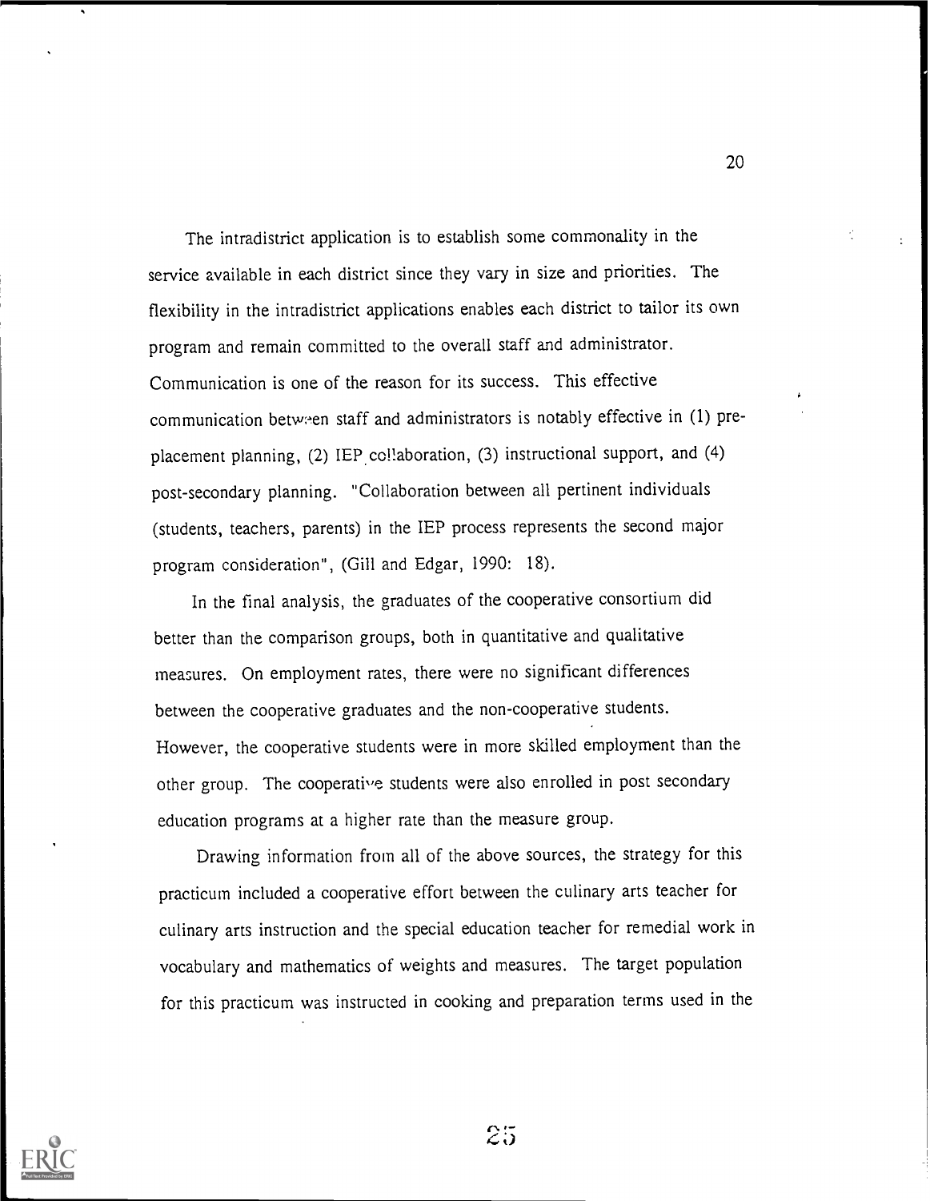The intradistrict application is to establish some commonality in the service available in each district since they vary in size and priorities. The flexibility in the intradistrict applications enables each district to tailor its own program and remain committed to the overall staff and administrator. Communication is one of the reason for its success. This effective communication between staff and administrators is notably effective in (1) pre-placement planning, (2) IEP collaboration, (3) instructional support, and (4) post-secondary planning. "Collaboration between all pertinent individuals (students, teachers, parents) in the IEP process represents the second major program consideration", (Gill and Edgar, 1990: 18).

In the final analysis, the graduates of the cooperative consortium did better than the comparison groups, both in quantitative and qualitative measures. On employment rates, there were no significant differences between the cooperative graduates and the non-cooperative students. However, the cooperative students were in more skilled employment than the other group. The cooperative students were also enrolled in post secondary education programs at a higher rate than the measure group.

Drawing information from all of the above sources, the strategy for this practicum included a cooperative effort between the culinary arts teacher for culinary arts instruction and the special education teacher for remedial work in vocabulary and mathematics of weights and measures. The target population for this practicum was instructed in cooking and preparation terms used in the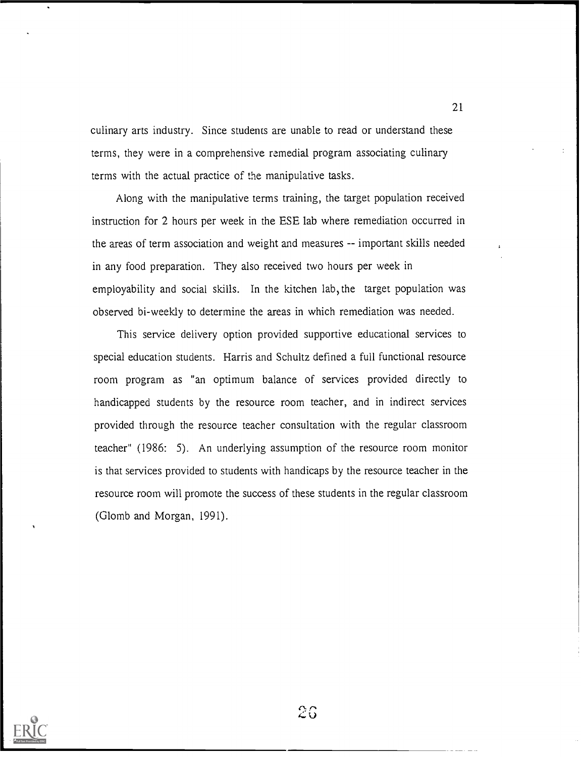culinary arts industry. Since students are unable to read or understand these terms, they were in a comprehensive remedial program associating culinary terms with the actual practice of the manipulative tasks.

Along with the manipulative terms training, the target population received instruction for 2 hours per week in the ESE lab where remediation occurred in the areas of term association and weight and measures -- important skills needed in any food preparation. They also received two hours per week in employability and social skills. In the kitchen lab, the target population was observed bi-weekly to determine the areas in which remediation was needed.

This service delivery option provided supportive educational services to special education students. Harris and Schultz defined a full functional resource room program as "an optimum balance of services provided directly to handicapped students by the resource room teacher, and in indirect services provided through the resource teacher consultation with the regular classroom teacher" (1986: 5). An underlying assumption of the resource room monitor is that services provided to students with handicaps by the resource teacher in the resource room will promote the success of these students in the regular classroom (Glomb and Morgan, 1991).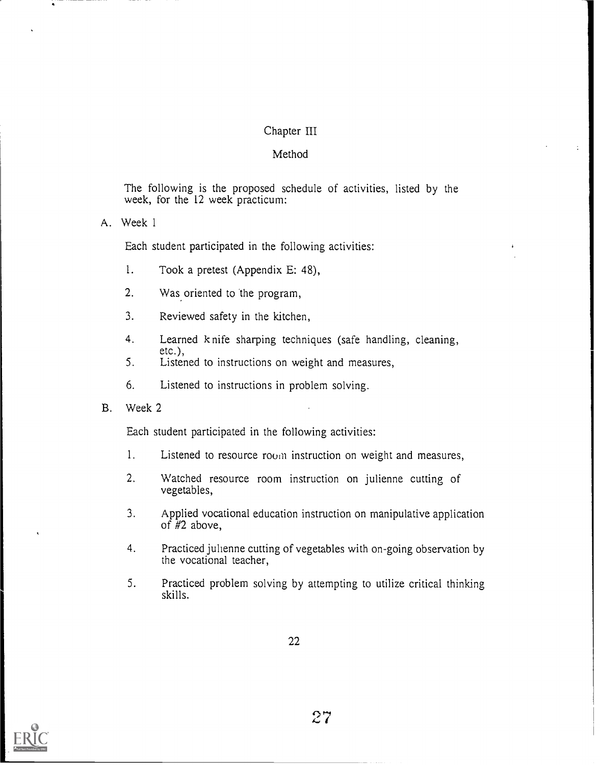# Chapter III

## Method

The following is the proposed schedule of activities, listed by the week, for the 12 week practicum:

A. Week 1

Each student participated in the following activities:

1. Took a pretest (Appendix E: 48),
2. Was oriented to the program,
3. Reviewed safety in the kitchen,
4. Learned knife sharping techniques (safe handling, cleaning, etc.),
5. Listened to instructions on weight and measures,
6. Listened to instructions in problem solving.

B. Week 2

Each student participated in the following activities:

1. Listened to resource room instruction on weight and measures,
2. Watched resource room instruction on julienne cutting of vegetables,
3. Applied vocational education instruction on manipulative application of #2 above,
4. Practiced julienne cutting of vegetables with on-going observation by the vocational teacher,
5. Practiced problem solving by attempting to utilize critical thinking skills.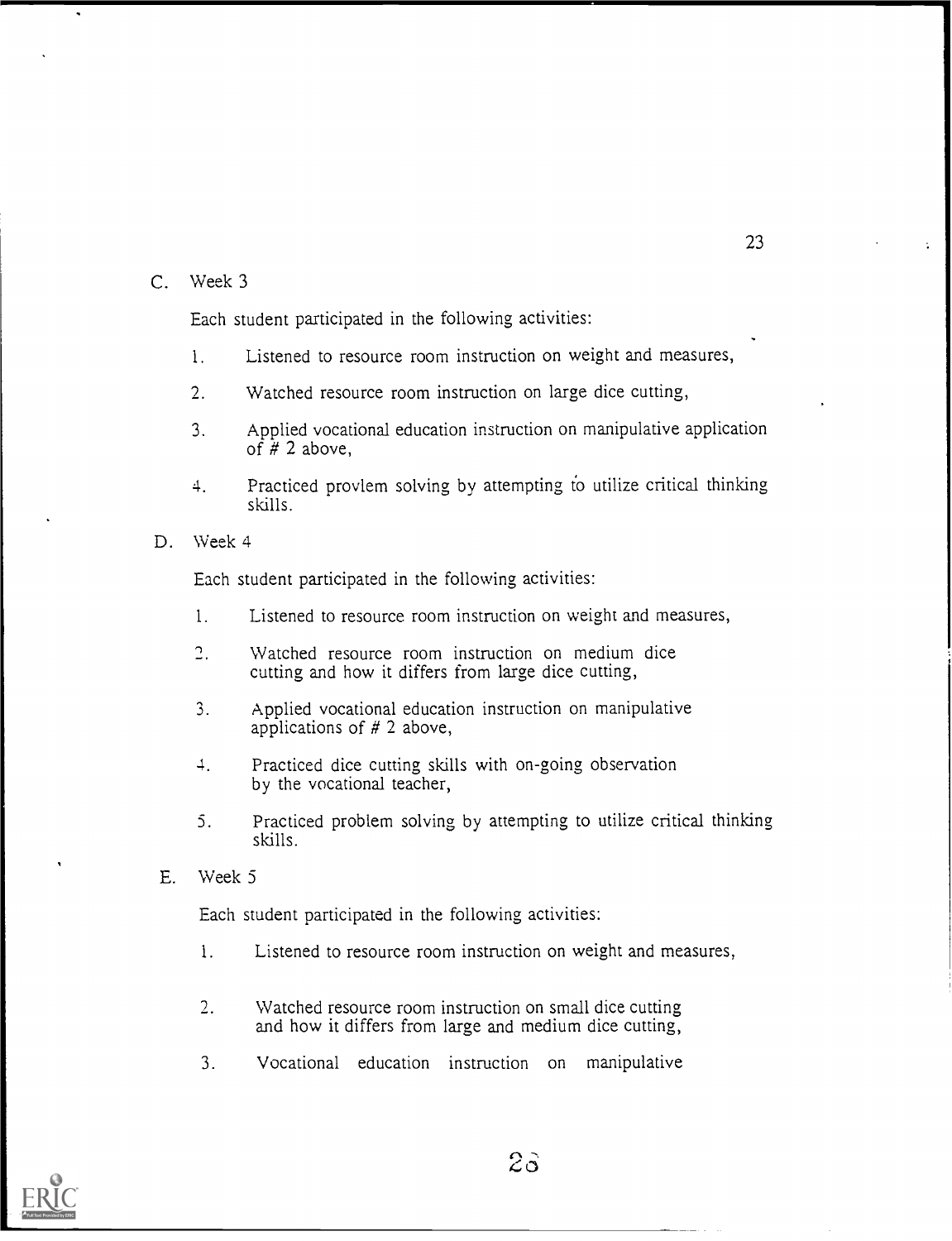C. Week 3

Each student participated in the following activities:

1. Listened to resource room instruction on weight and measures,
2. Watched resource room instruction on large dice cutting,
3. Applied vocational education instruction on manipulative application of # 2 above,
4. Practiced provlem solving by attempting to utilize critical thinking skills.

D. Week 4

Each student participated in the following activities:

1. Listened to resource room instruction on weight and measures,
2. Watched resource room instruction on medium dice cutting and how it differs from large dice cutting,
3. Applied vocational education instruction on manipulative applications of # 2 above,
4. Practiced dice cutting skills with on-going observation by the vocational teacher,
5. Practiced problem solving by attempting to utilize critical thinking skills.

E. Week 5

Each student participated in the following activities:

1. Listened to resource room instruction on weight and measures,
2. Watched resource room instruction on small dice cutting and how it differs from large and medium dice cutting,
3. Vocational education instruction on manipulative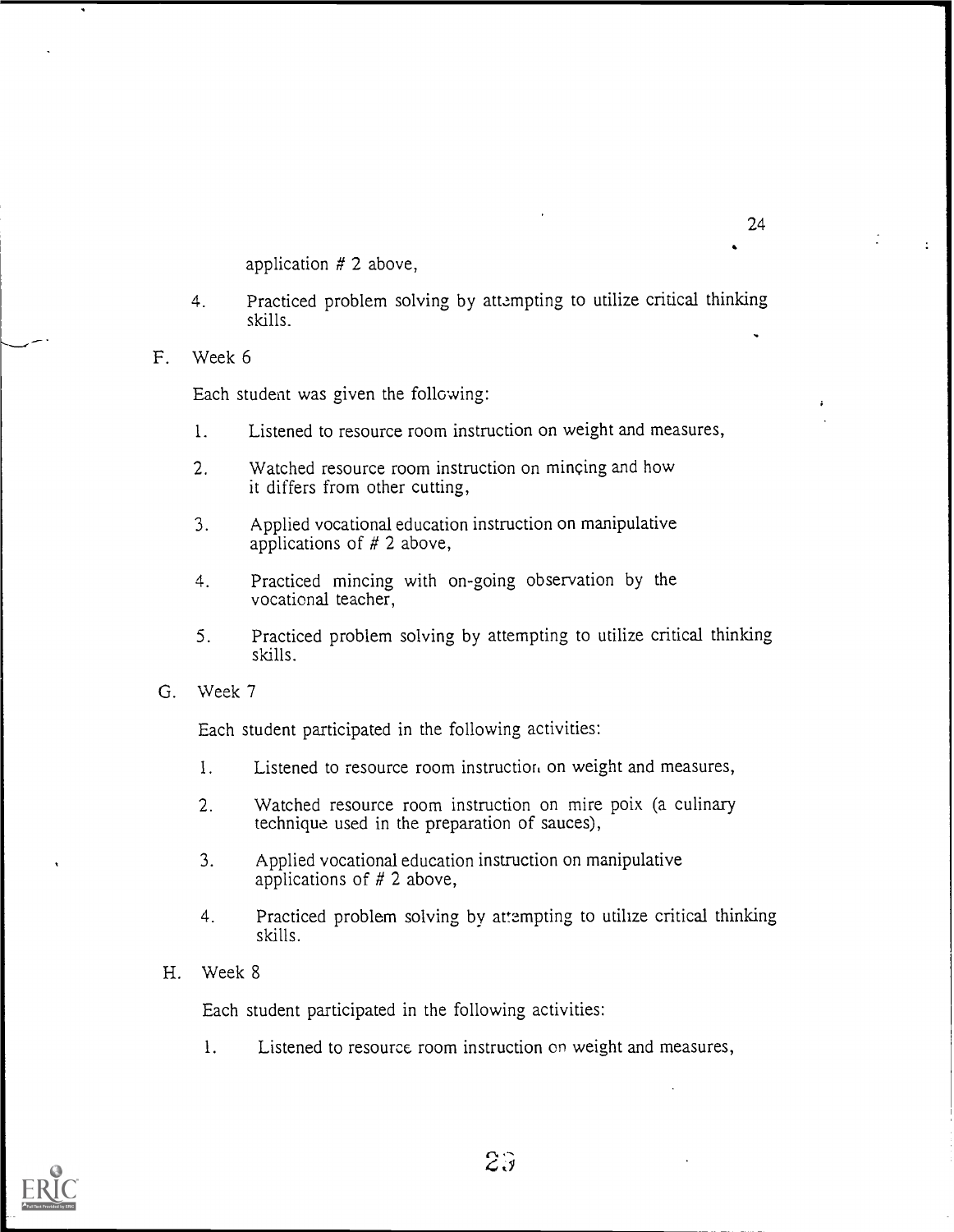application # 2 above,

4. Practiced problem solving by attempting to utilize critical thinking skills.

F. Week 6

Each student was given the following:

1. Listened to resource room instruction on weight and measures,

2. Watched resource room instruction on minçing and how it differs from other cutting,

3. Applied vocational education instruction on manipulative applications of # 2 above,

4. Practiced mincing with on-going observation by the vocational teacher,

5. Practiced problem solving by attempting to utilize critical thinking skills.

G. Week 7

Each student participated in the following activities:

1. Listened to resource room instruction on weight and measures,

2. Watched resource room instruction on mire poix (a culinary technique used in the preparation of sauces),

3. Applied vocational education instruction on manipulative applications of # 2 above,

4. Practiced problem solving by attempting to utilize critical thinking skills.

H. Week 8

Each student participated in the following activities:

1. Listened to resource room instruction on weight and measures,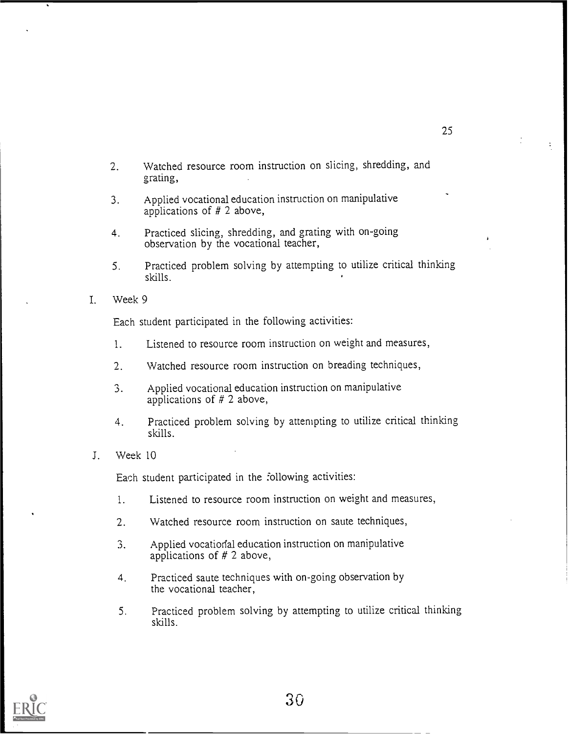2. Watched resource room instruction on slicing, shredding, and grating,

3. Applied vocational education instruction on manipulative applications of # 2 above,

4. Practiced slicing, shredding, and grating with on-going observation by the vocational teacher,

5. Practiced problem solving by attempting to utilize critical thinking skills.

I. Week 9

Each student participated in the following activities:

1. Listened to resource room instruction on weight and measures,

2. Watched resource room instruction on breading techniques,

3. Applied vocational education instruction on manipulative applications of # 2 above,

4. Practiced problem solving by attempting to utilize critical thinking skills.

J. Week 10

Each student participated in the following activities:

1. Listened to resource room instruction on weight and measures,

2. Watched resource room instruction on saute techniques,

3. Applied vocational education instruction on manipulative applications of # 2 above,

4. Practiced saute techniques with on-going observation by the vocational teacher,

5. Practiced problem solving by attempting to utilize critical thinking skills.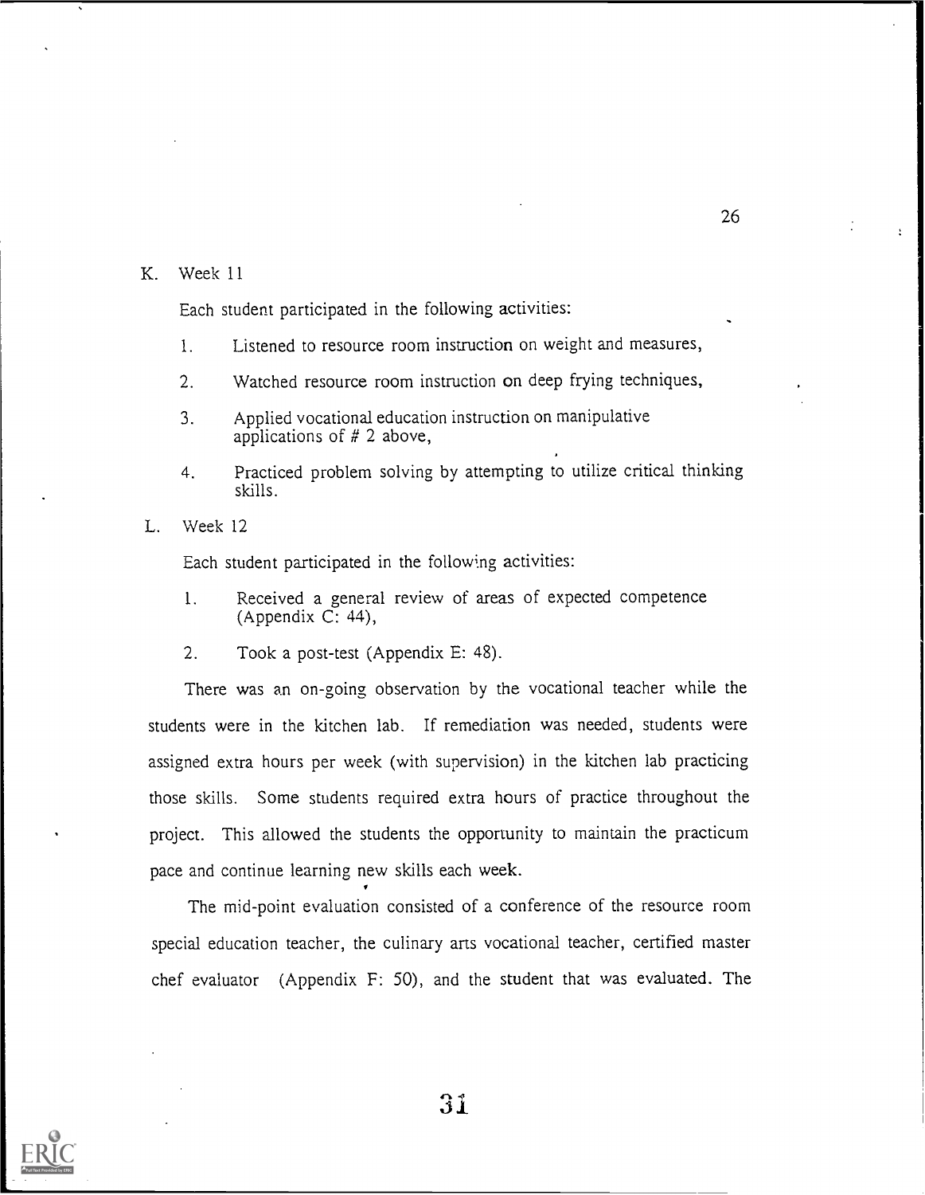K. Week 11

Each student participated in the following activities:

1. Listened to resource room instruction on weight and measures,
2. Watched resource room instruction on deep frying techniques,
3. Applied vocational education instruction on manipulative applications of # 2 above,
4. Practiced problem solving by attempting to utilize critical thinking skills.

L. Week 12

Each student participated in the following activities:

1. Received a general review of areas of expected competence (Appendix C: 44),
2. Took a post-test (Appendix E: 48).

There was an on-going observation by the vocational teacher while the students were in the kitchen lab. If remediation was needed, students were assigned extra hours per week (with supervision) in the kitchen lab practicing those skills. Some students required extra hours of practice throughout the project. This allowed the students the opportunity to maintain the practicum pace and continue learning new skills each week.

The mid-point evaluation consisted of a conference of the resource room special education teacher, the culinary arts vocational teacher, certified master chef evaluator (Appendix F: 50), and the student that was evaluated. The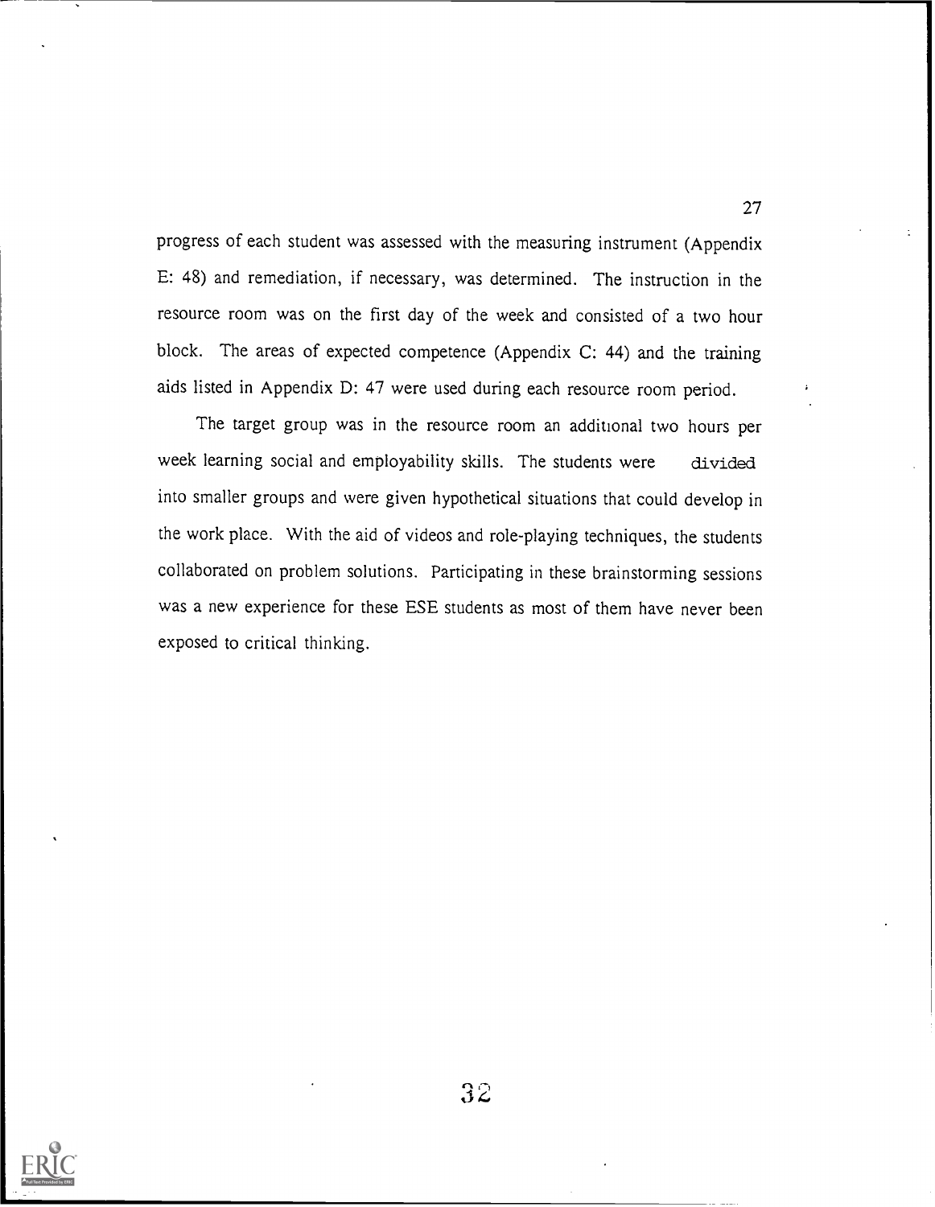progress of each student was assessed with the measuring instrument (Appendix E: 48) and remediation, if necessary, was determined. The instruction in the resource room was on the first day of the week and consisted of a two hour block. The areas of expected competence (Appendix C: 44) and the training aids listed in Appendix D: 47 were used during each resource room period.

The target group was in the resource room an additional two hours per week learning social and employability skills. The students were divided into smaller groups and were given hypothetical situations that could develop in the work place. With the aid of videos and role-playing techniques, the students collaborated on problem solutions. Participating in these brainstorming sessions was a new experience for these ESE students as most of them have never been exposed to critical thinking.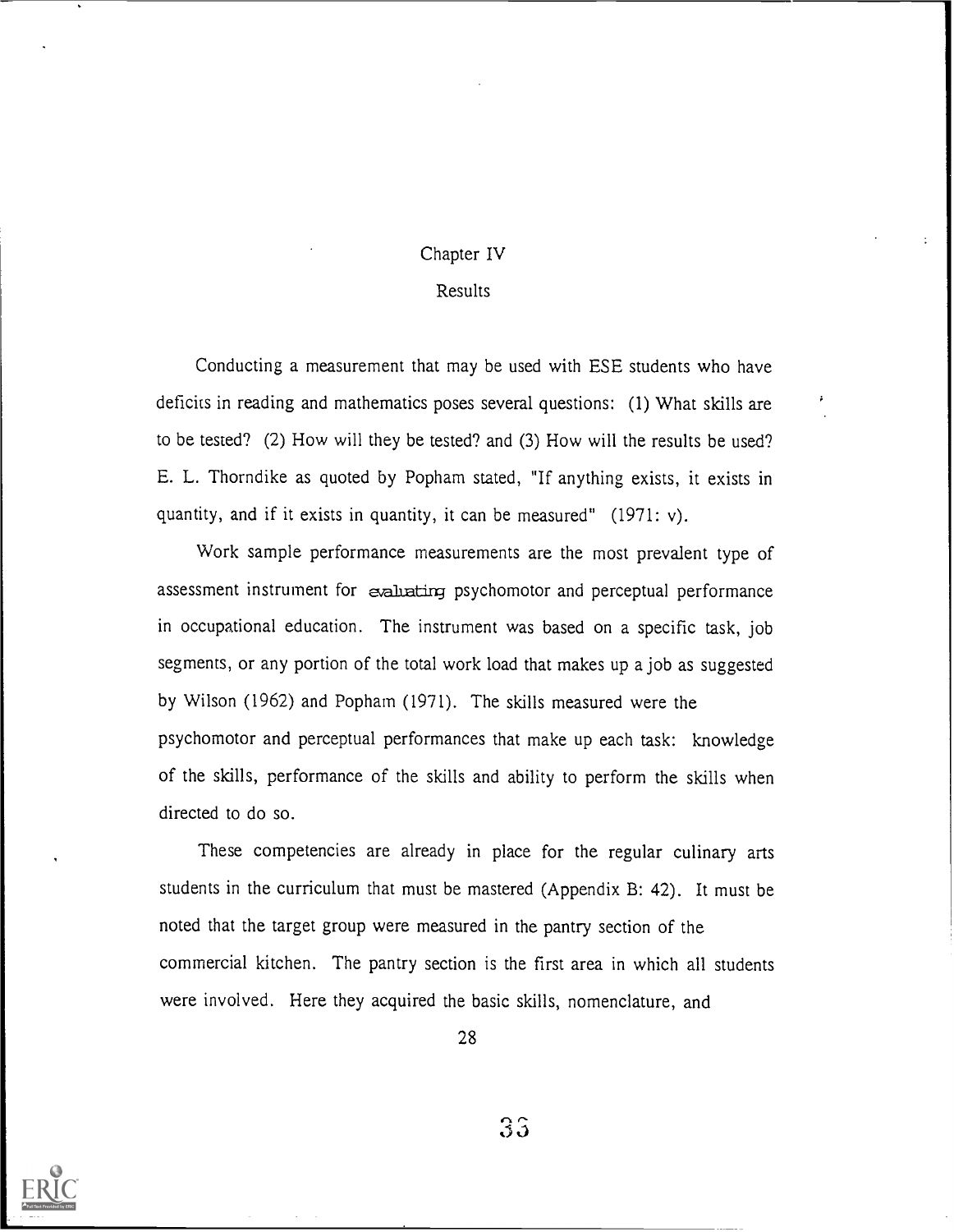# Chapter IV

## Results

Conducting a measurement that may be used with ESE students who have deficits in reading and mathematics poses several questions: (1) What skills are to be tested? (2) How will they be tested? and (3) How will the results be used? E. L. Thorndike as quoted by Popham stated, "If anything exists, it exists in quantity, and if it exists in quantity, it can be measured" (1971: v).

Work sample performance measurements are the most prevalent type of assessment instrument for evaluating psychomotor and perceptual performance in occupational education. The instrument was based on a specific task, job segments, or any portion of the total work load that makes up a job as suggested by Wilson (1962) and Popham (1971). The skills measured were the psychomotor and perceptual performances that make up each task: knowledge of the skills, performance of the skills and ability to perform the skills when directed to do so.

These competencies are already in place for the regular culinary arts students in the curriculum that must be mastered (Appendix B: 42). It must be noted that the target group were measured in the pantry section of the commercial kitchen. The pantry section is the first area in which all students were involved. Here they acquired the basic skills, nomenclature, and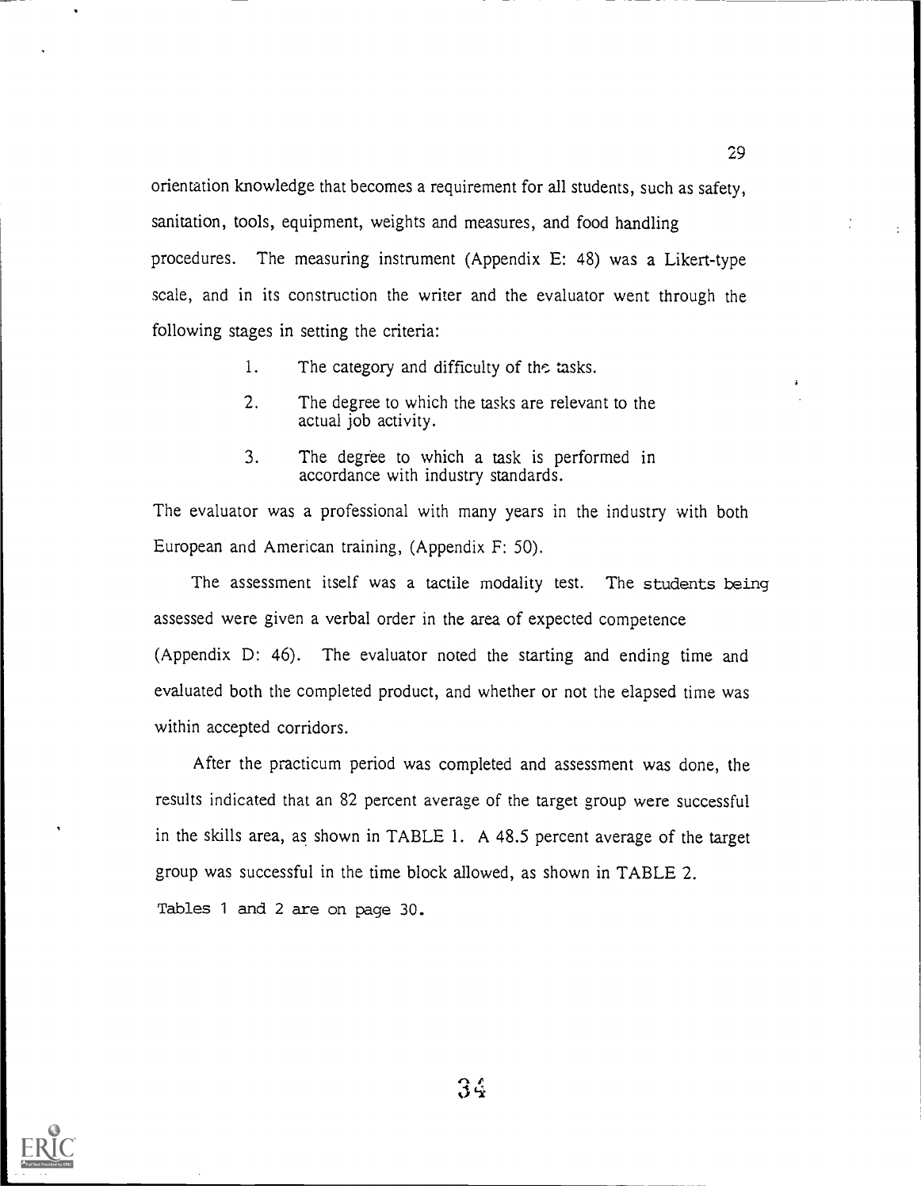orientation knowledge that becomes a requirement for all students, such as safety, sanitation, tools, equipment, weights and measures, and food handling procedures. The measuring instrument (Appendix E: 48) was a Likert-type scale, and in its construction the writer and the evaluator went through the following stages in setting the criteria:

1. The category and difficulty of the tasks.
2. The degree to which the tasks are relevant to the actual job activity.
3. The degree to which a task is performed in accordance with industry standards.

The evaluator was a professional with many years in the industry with both European and American training, (Appendix F: 50).

The assessment itself was a tactile modality test. The students being assessed were given a verbal order in the area of expected competence (Appendix D: 46). The evaluator noted the starting and ending time and evaluated both the completed product, and whether or not the elapsed time was within accepted corridors.

After the practicum period was completed and assessment was done, the results indicated that an 82 percent average of the target group were successful in the skills area, as shown in TABLE 1. A 48.5 percent average of the target group was successful in the time block allowed, as shown in TABLE 2.

Tables 1 and 2 are on page 30.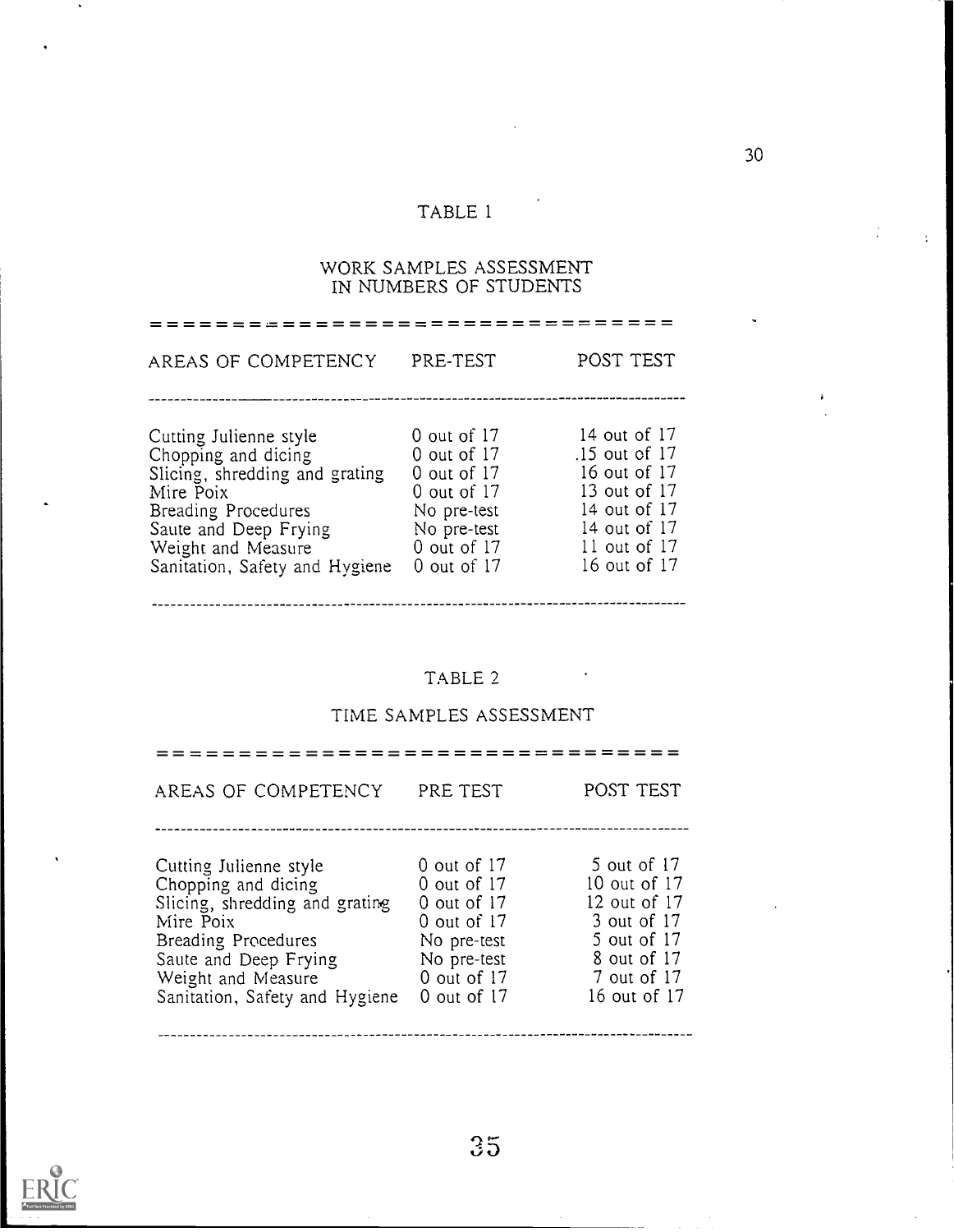TABLE 1

WORK SAMPLES ASSESSMENT
IN NUMBERS OF STUDENTS

| AREAS OF COMPETENCY | PRE-TEST | POST TEST |
|---|---|---|
| Cutting Julienne style | 0 out of 17 | 14 out of 17 |
| Chopping and dicing | 0 out of 17 | .15 out of 17 |
| Slicing, shredding and grating | 0 out of 17 | 16 out of 17 |
| Mire Poix | 0 out of 17 | 13 out of 17 |
| Breading Procedures | No pre-test | 14 out of 17 |
| Saute and Deep Frying | No pre-test | 14 out of 17 |
| Weight and Measure | 0 out of 17 | 11 out of 17 |
| Sanitation, Safety and Hygiene | 0 out of 17 | 16 out of 17 |

TABLE 2

TIME SAMPLES ASSESSMENT

| AREAS OF COMPETENCY | PRE TEST | POST TEST |
|---|---|---|
| Cutting Julienne style | 0 out of 17 | 5 out of 17 |
| Chopping and dicing | 0 out of 17 | 10 out of 17 |
| Slicing, shredding and grating | 0 out of 17 | 12 out of 17 |
| Mire Poix | 0 out of 17 | 3 out of 17 |
| Breading Procedures | No pre-test | 5 out of 17 |
| Saute and Deep Frying | No pre-test | 8 out of 17 |
| Weight and Measure | 0 out of 17 | 7 out of 17 |
| Sanitation, Safety and Hygiene | 0 out of 17 | 16 out of 17 |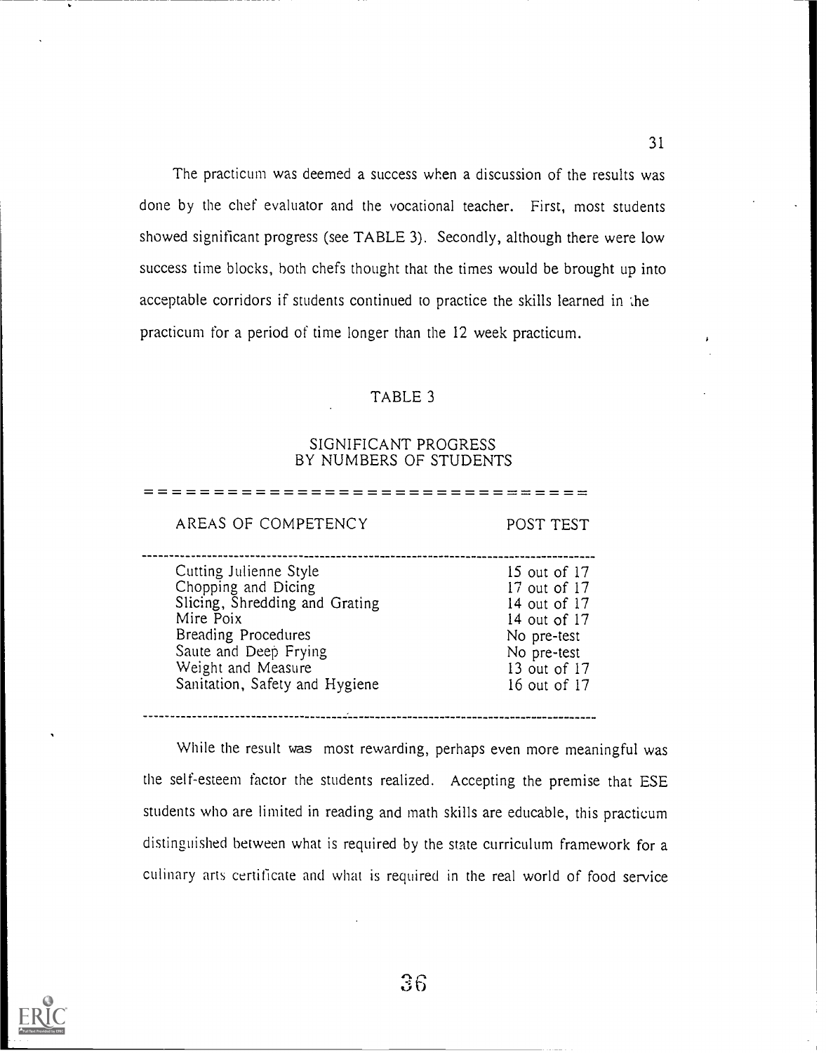The practicum was deemed a success when a discussion of the results was done by the chef evaluator and the vocational teacher. First, most students showed significant progress (see TABLE 3). Secondly, although there were low success time blocks, both chefs thought that the times would be brought up into acceptable corridors if students continued to practice the skills learned in the practicum for a period of time longer than the 12 week practicum.

TABLE 3

SIGNIFICANT PROGRESS
BY NUMBERS OF STUDENTS

| AREAS OF COMPETENCY | POST TEST |
|---|---|
| Cutting Julienne Style | 15 out of 17 |
| Chopping and Dicing | 17 out of 17 |
| Slicing, Shredding and Grating | 14 out of 17 |
| Mire Poix | 14 out of 17 |
| Breading Procedures | No pre-test |
| Saute and Deep Frying | No pre-test |
| Weight and Measure | 13 out of 17 |
| Sanitation, Safety and Hygiene | 16 out of 17 |

While the result was most rewarding, perhaps even more meaningful was the self-esteem factor the students realized. Accepting the premise that ESE students who are limited in reading and math skills are educable, this practicum distinguished between what is required by the state curriculum framework for a culinary arts certificate and what is required in the real world of food service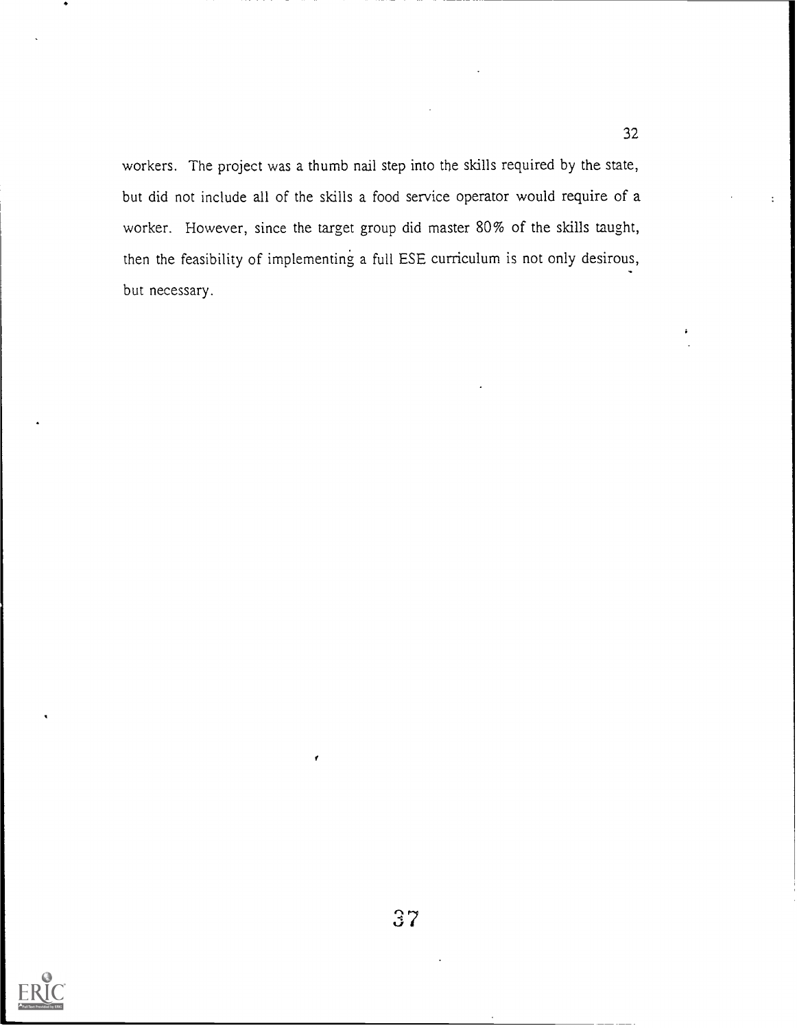workers. The project was a thumb nail step into the skills required by the state, but did not include all of the skills a food service operator would require of a worker. However, since the target group did master 80% of the skills taught, then the feasibility of implementing a full ESE curriculum is not only desirous, but necessary.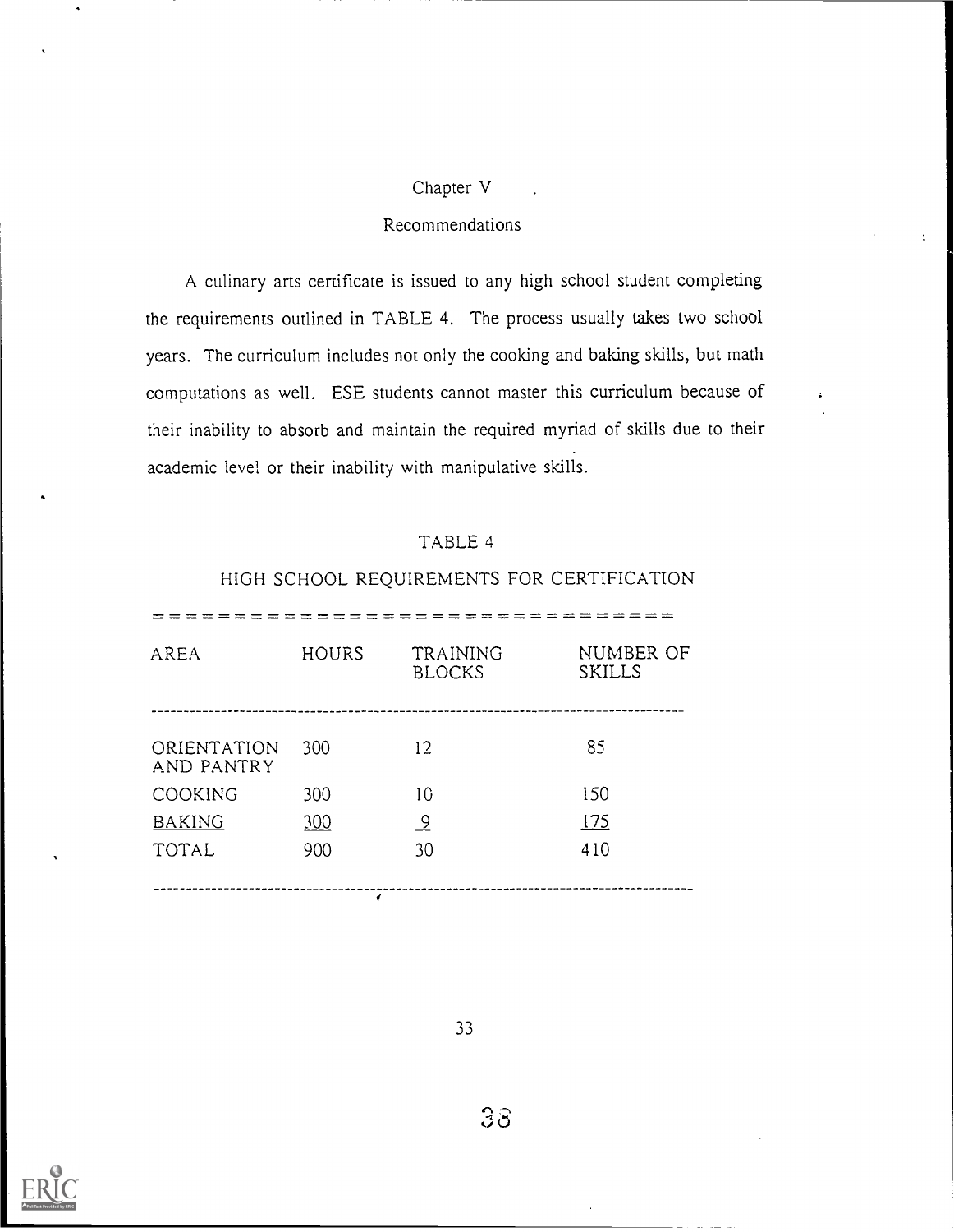# Chapter V

## Recommendations

A culinary arts certificate is issued to any high school student completing the requirements outlined in TABLE 4. The process usually takes two school years. The curriculum includes not only the cooking and baking skills, but math computations as well. ESE students cannot master this curriculum because of their inability to absorb and maintain the required myriad of skills due to their academic level or their inability with manipulative skills.

TABLE 4

HIGH SCHOOL REQUIREMENTS FOR CERTIFICATION

| AREA | HOURS | TRAINING BLOCKS | NUMBER OF SKILLS |
|---|---|---|---|
| ORIENTATION AND PANTRY | 300 | 12 | 85 |
| COOKING | 300 | 10 | 150 |
| BAKING | 300 | 9 | 175 |
| TOTAL | 900 | 30 | 410 |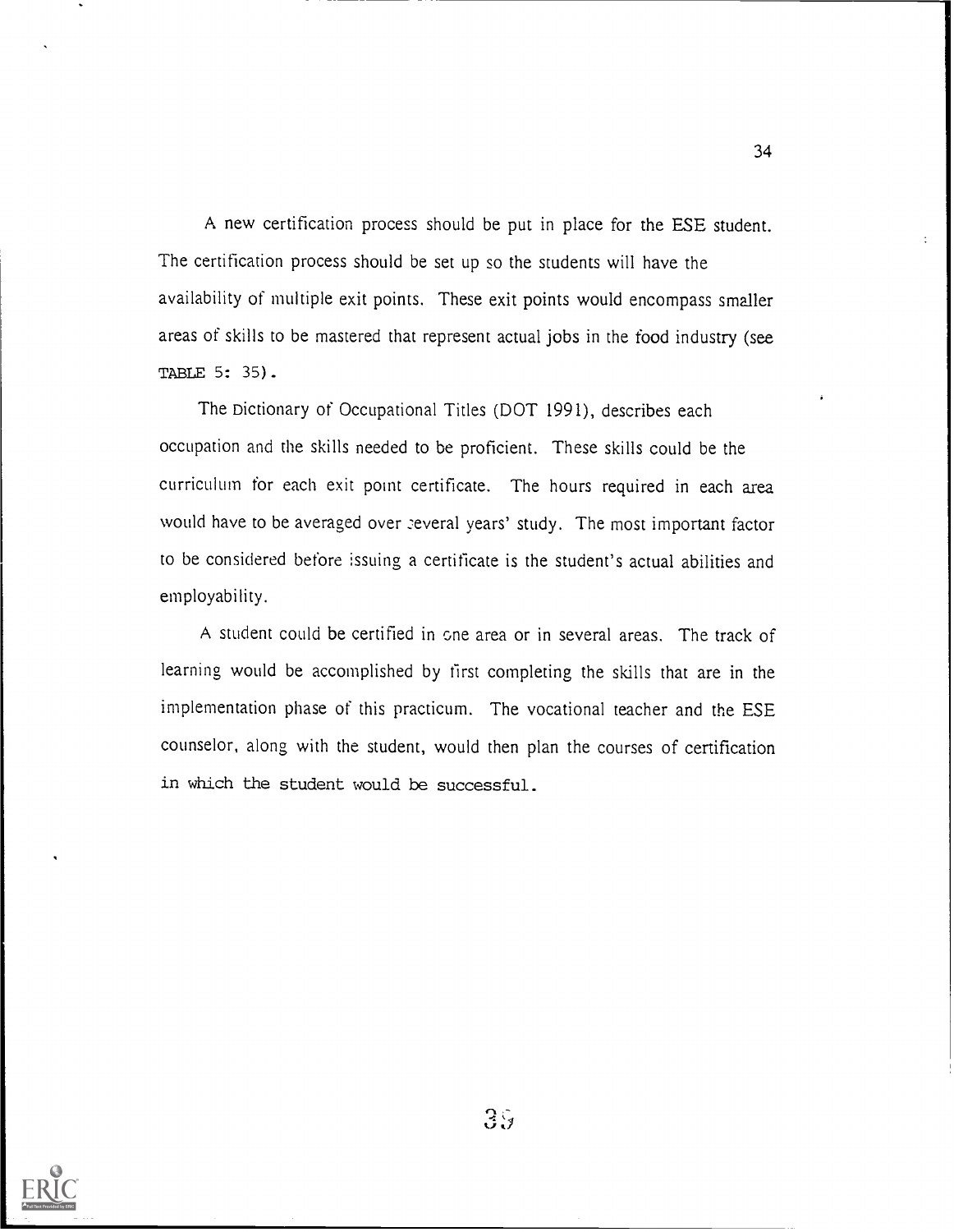A new certification process should be put in place for the ESE student. The certification process should be set up so the students will have the availability of multiple exit points. These exit points would encompass smaller areas of skills to be mastered that represent actual jobs in the food industry (see TABLE 5: 35).

The Dictionary of Occupational Titles (DOT 1991), describes each occupation and the skills needed to be proficient. These skills could be the curriculum for each exit point certificate. The hours required in each area would have to be averaged over several years' study. The most important factor to be considered before issuing a certificate is the student's actual abilities and employability.

A student could be certified in one area or in several areas. The track of learning would be accomplished by first completing the skills that are in the implementation phase of this practicum. The vocational teacher and the ESE counselor, along with the student, would then plan the courses of certification in which the student would be successful.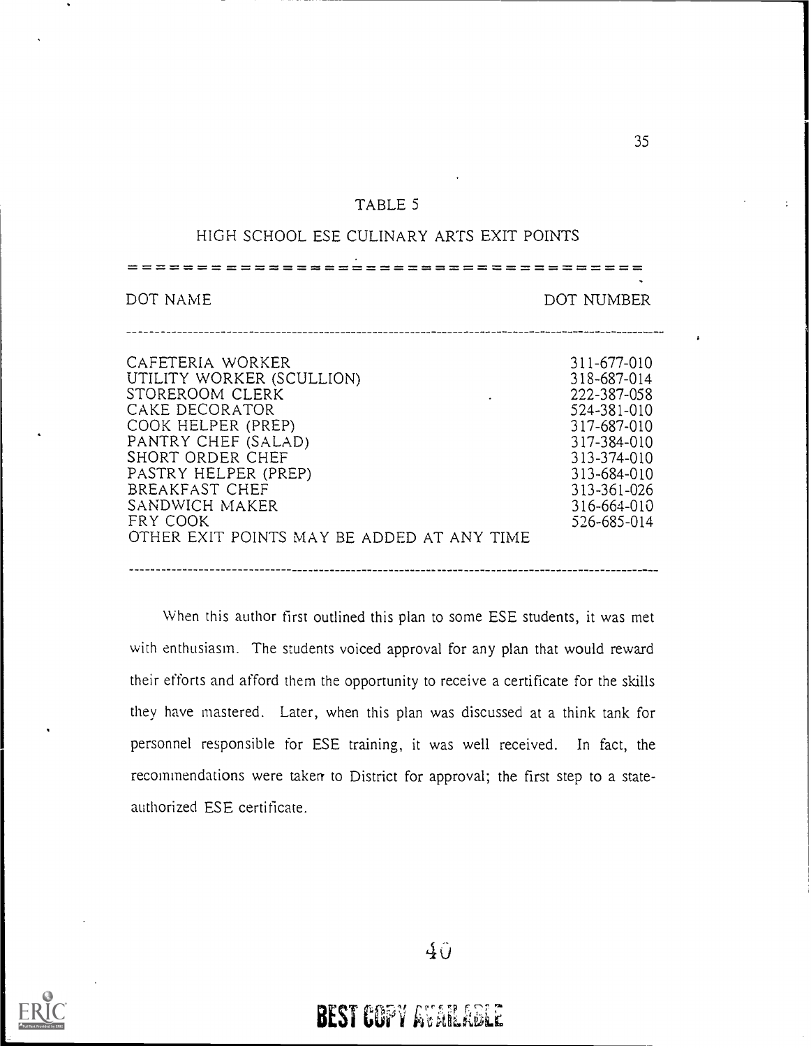TABLE 5

HIGH SCHOOL ESE CULINARY ARTS EXIT POINTS

| DOT NAME | DOT NUMBER |
|---|---|
| CAFETERIA WORKER | 311-677-010 |
| UTILITY WORKER (SCULLION) | 318-687-014 |
| STOREROOM CLERK | 222-387-058 |
| CAKE DECORATOR | 524-381-010 |
| COOK HELPER (PREP) | 317-687-010 |
| PANTRY CHEF (SALAD) | 317-384-010 |
| SHORT ORDER CHEF | 313-374-010 |
| PASTRY HELPER (PREP) | 313-684-010 |
| BREAKFAST CHEF | 313-361-026 |
| SANDWICH MAKER | 316-664-010 |
| FRY COOK | 526-685-014 |
| OTHER EXIT POINTS MAY BE ADDED AT ANY TIME | |

When this author first outlined this plan to some ESE students, it was met with enthusiasm. The students voiced approval for any plan that would reward their efforts and afford them the opportunity to receive a certificate for the skills they have mastered. Later, when this plan was discussed at a think tank for personnel responsible for ESE training, it was well received. In fact, the recommendations were taken to District for approval; the first step to a state-authorized ESE certificate.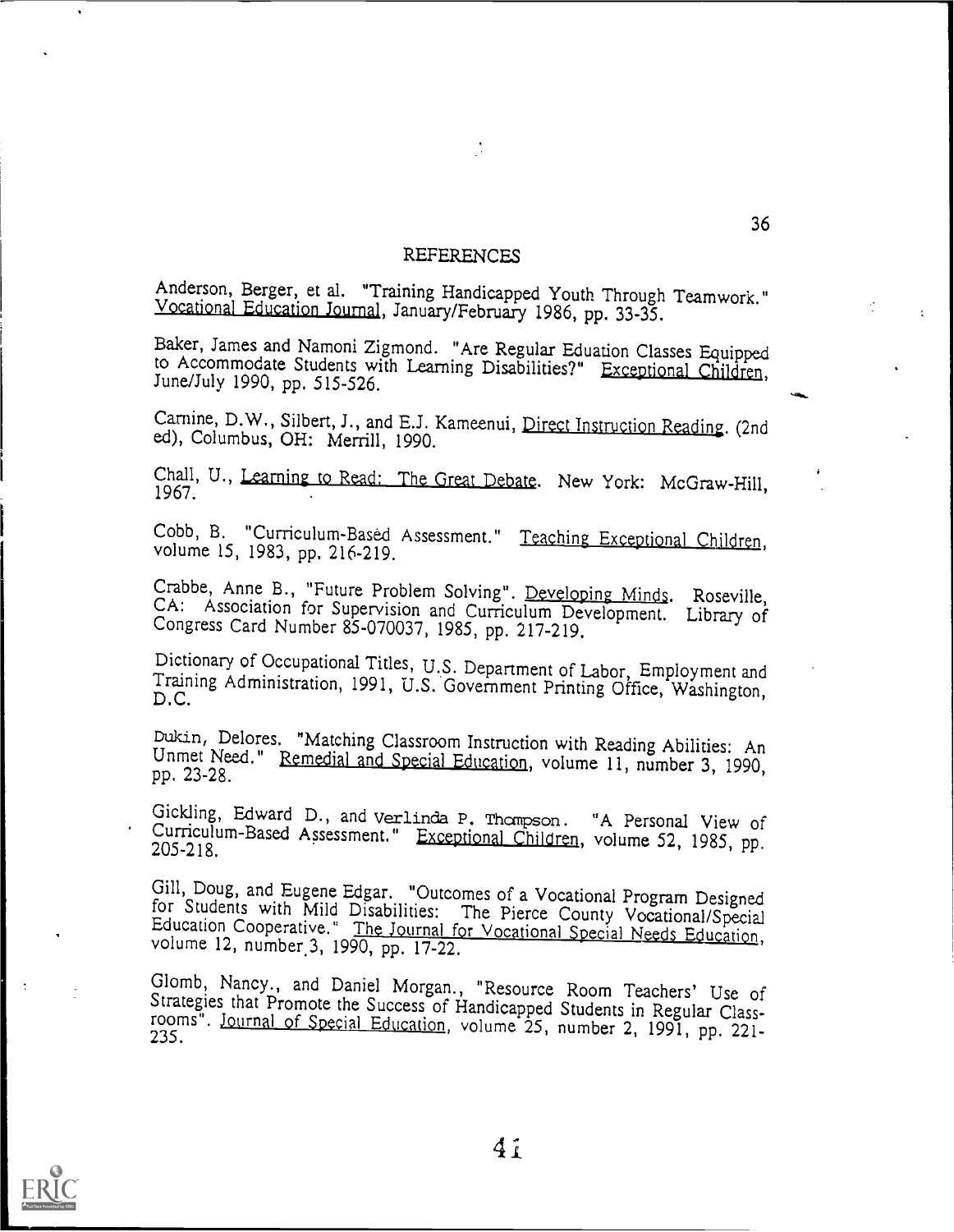# REFERENCES

Anderson, Berger, et al. "Training Handicapped Youth Through Teamwork." Vocational Education Journal, January/February 1986, pp. 33-35.

Baker, James and Namoni Zigmond. "Are Regular Eduation Classes Equipped to Accommodate Students with Learning Disabilities?" Exceptional Children, June/July 1990, pp. 515-526.

Carnine, D.W., Silbert, J., and E.J. Kameenui, Direct Instruction Reading. (2nd ed), Columbus, OH: Merrill, 1990.

Chall, U., Learning to Read: The Great Debate. New York: McGraw-Hill, 1967.

Cobb, B. "Curriculum-Based Assessment." Teaching Exceptional Children, volume 15, 1983, pp. 216-219.

Crabbe, Anne B., "Future Problem Solving". Developing Minds. Roseville, CA: Association for Supervision and Curriculum Development. Library of Congress Card Number 85-070037, 1985, pp. 217-219.

Dictionary of Occupational Titles, U.S. Department of Labor, Employment and Training Administration, 1991, U.S. Government Printing Office, Washington, D.C.

Dukin, Delores. "Matching Classroom Instruction with Reading Abilities: An Unmet Need." Remedial and Special Education, volume 11, number 3, 1990, pp. 23-28.

Gickling, Edward D., and Verlinda P. Thompson. "A Personal View of Curriculum-Based Assessment." Exceptional Children, volume 52, 1985, pp. 205-218.

Gill, Doug, and Eugene Edgar. "Outcomes of a Vocational Program Designed for Students with Mild Disabilities: The Pierce County Vocational/Special Education Cooperative." The Journal for Vocational Special Needs Education, volume 12, number 3, 1990, pp. 17-22.

Glomb, Nancy., and Daniel Morgan., "Resource Room Teachers' Use of Strategies that Promote the Success of Handicapped Students in Regular Classrooms". Journal of Special Education, volume 25, number 2, 1991, pp. 221-235.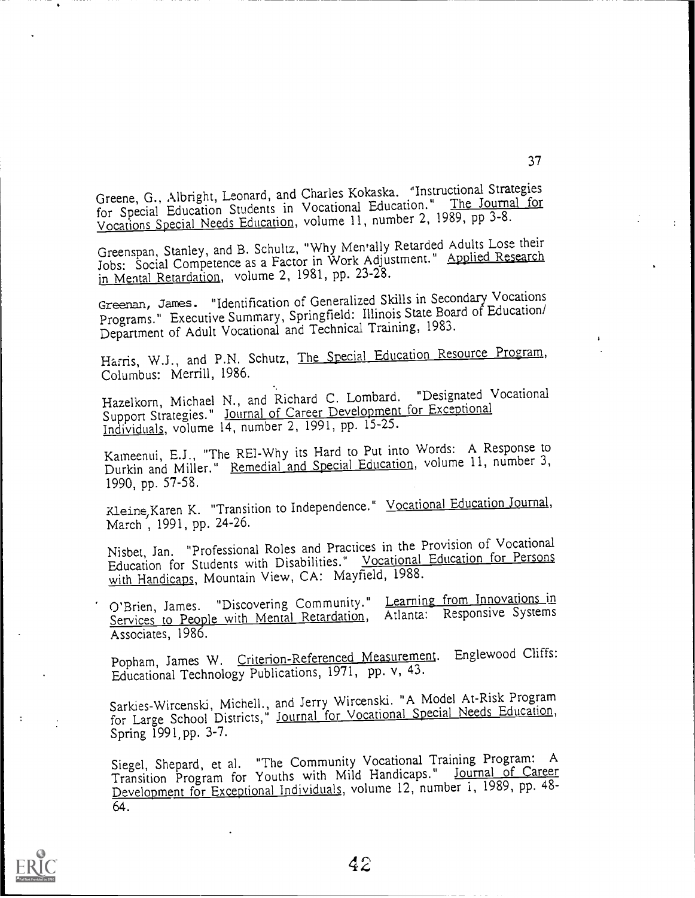Greene, G., Albright, Leonard, and Charles Kokaska. "Instructional Strategies for Special Education Students in Vocational Education." The Journal for Vocations Special Needs Education, volume 11, number 2, 1989, pp 3-8.

Greenspan, Stanley, and B. Schultz, "Why Mentally Retarded Adults Lose their Jobs: Social Competence as a Factor in Work Adjustment." Applied Research in Mental Retardation, volume 2, 1981, pp. 23-28.

Greenan, James. "Identification of Generalized Skills in Secondary Vocations Programs." Executive Summary, Springfield: Illinois State Board of Education/ Department of Adult Vocational and Technical Training, 1983.

Harris, W.J., and P.N. Schutz, The Special Education Resource Program, Columbus: Merrill, 1986.

Hazelkorn, Michael N., and Richard C. Lombard. "Designated Vocational Support Strategies." Journal of Career Development for Exceptional Individuals, volume 14, number 2, 1991, pp. 15-25.

Kameenui, E.J., "The REI-Why its Hard to Put into Words: A Response to Durkin and Miller." Remedial and Special Education, volume 11, number 3, 1990, pp. 57-58.

Kleine,Karen K. "Transition to Independence." Vocational Education Journal, March , 1991, pp. 24-26.

Nisbet, Jan. "Professional Roles and Practices in the Provision of Vocational Education for Students with Disabilities." Vocational Education for Persons with Handicaps, Mountain View, CA: Mayfield, 1988.

O'Brien, James. "Discovering Community." Learning from Innovations in Services to People with Mental Retardation, Atlanta: Responsive Systems Associates, 1986.

Popham, James W. Criterion-Referenced Measurement. Englewood Cliffs: Educational Technology Publications, 1971, pp. v, 43.

Sarkies-Wircenski, Michell., and Jerry Wircenski. "A Model At-Risk Program for Large School Districts," Journal for Vocational Special Needs Education, Spring 1991, pp. 3-7.

Siegel, Shepard, et al. "The Community Vocational Training Program: A Transition Program for Youths with Mild Handicaps." Journal of Career Development for Exceptional Individuals, volume 12, number 1, 1989, pp. 48-64.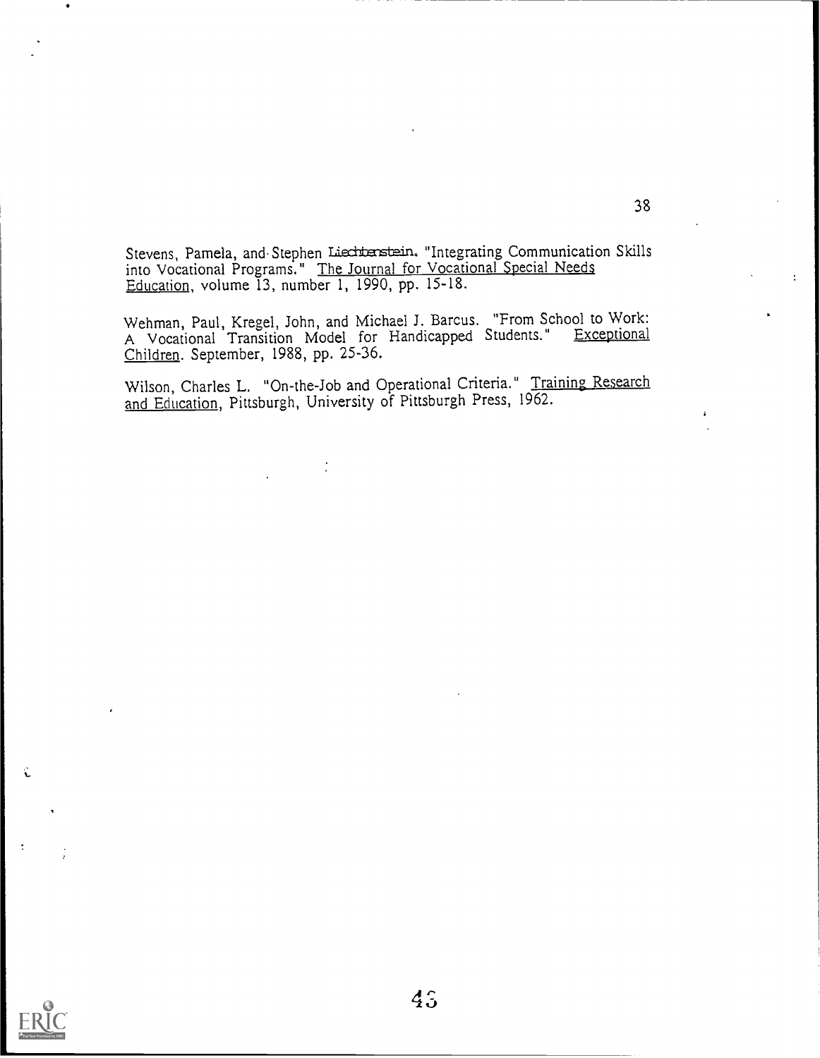Stevens, Pamela, and Stephen Liechtenstein. "Integrating Communication Skills into Vocational Programs." The Journal for Vocational Special Needs Education, volume 13, number 1, 1990, pp. 15-18.

Wehman, Paul, Kregel, John, and Michael J. Barcus. "From School to Work: A Vocational Transition Model for Handicapped Students." Exceptional Children. September, 1988, pp. 25-36.

Wilson, Charles L. "On-the-Job and Operational Criteria." Training Research and Education, Pittsburgh, University of Pittsburgh Press, 1962.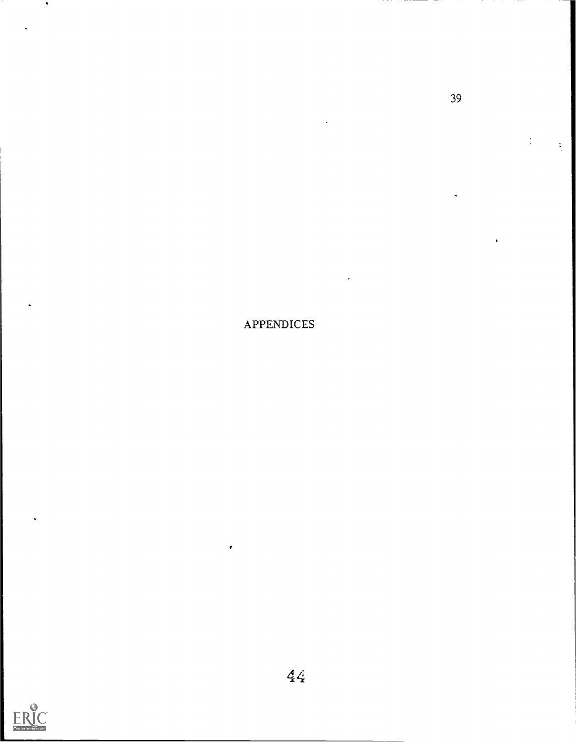# APPENDICES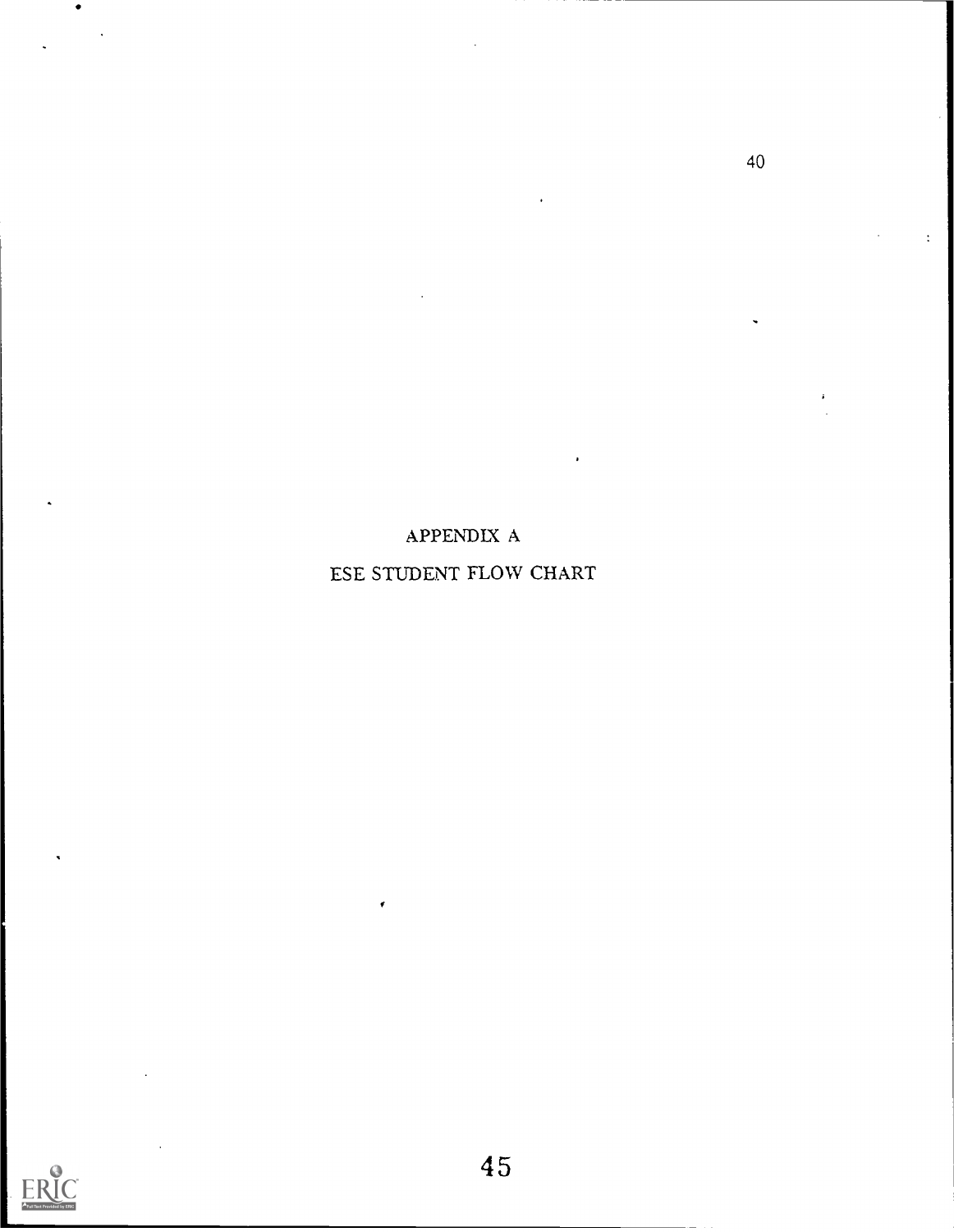# APPENDIX A

# ESE STUDENT FLOW CHART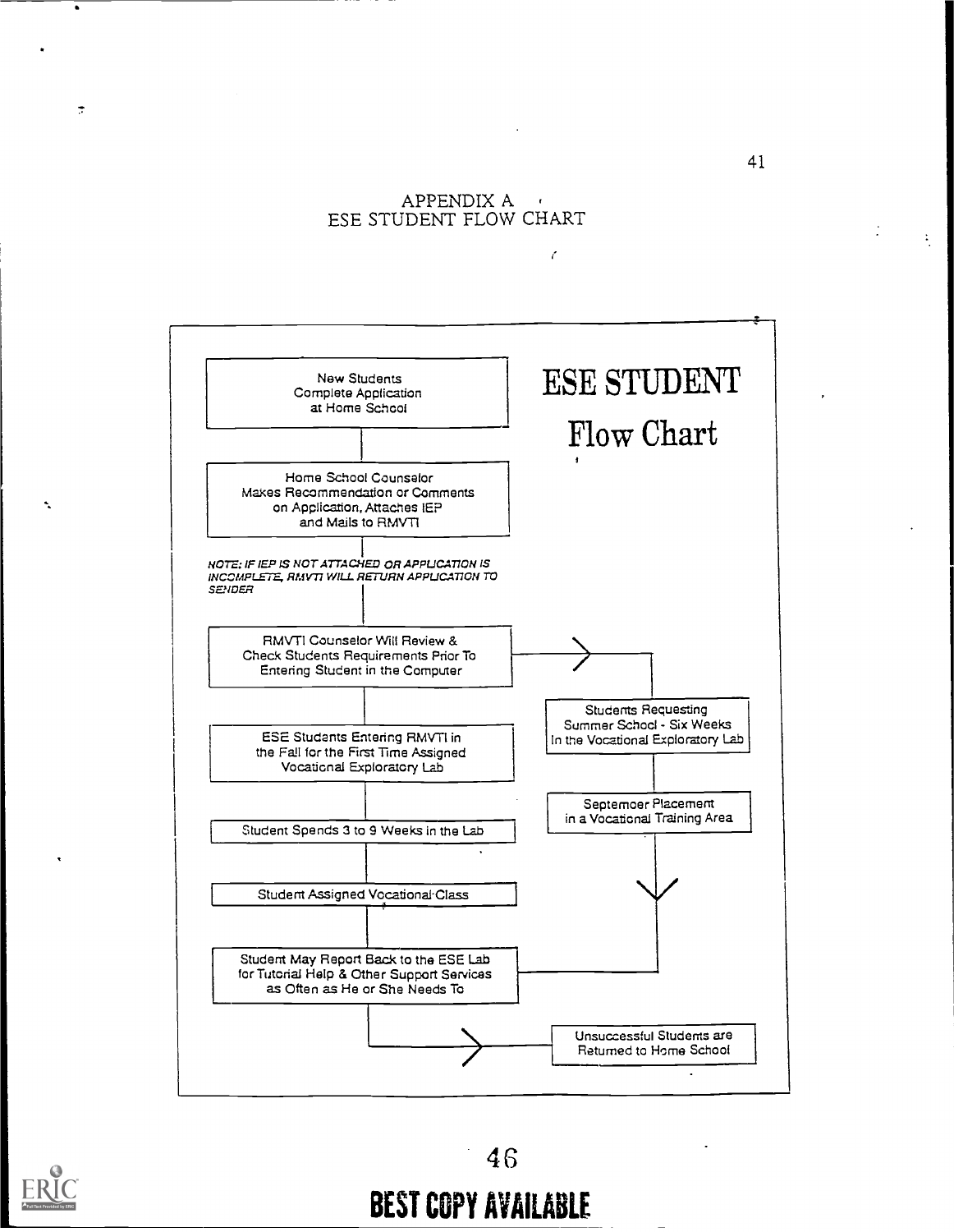# APPENDIX A
## ESE STUDENT FLOW CHART

**ESE STUDENT**

**Flow Chart**

New Students Complete Application at Home School

Home School Counselor Makes Recommendation or Comments on Application, Attaches IEP and Mails to RMVTI

*NOTE: IF IEP IS NOT ATTACHED OR APPLICATION IS INCOMPLETE, RMVTI WILL RETURN APPLICATION TO SENDER*

RMVTI Counselor Will Review & Check Students Requirements Prior To Entering Student in the Computer

ESE Students Entering RMVTI in the Fall for the First Time Assigned Vocational Exploratory Lab

Students Requesting Summer School - Six Weeks In the Vocational Exploratory Lab

September Placement in a Vocational Training Area

Student Spends 3 to 9 Weeks in the Lab

Student Assigned Vocational Class

Student May Report Back to the ESE Lab for Tutorial Help & Other Support Services as Often as He or She Needs To

Unsuccessful Students are Returned to Home School

BEST COPY AVAILABLE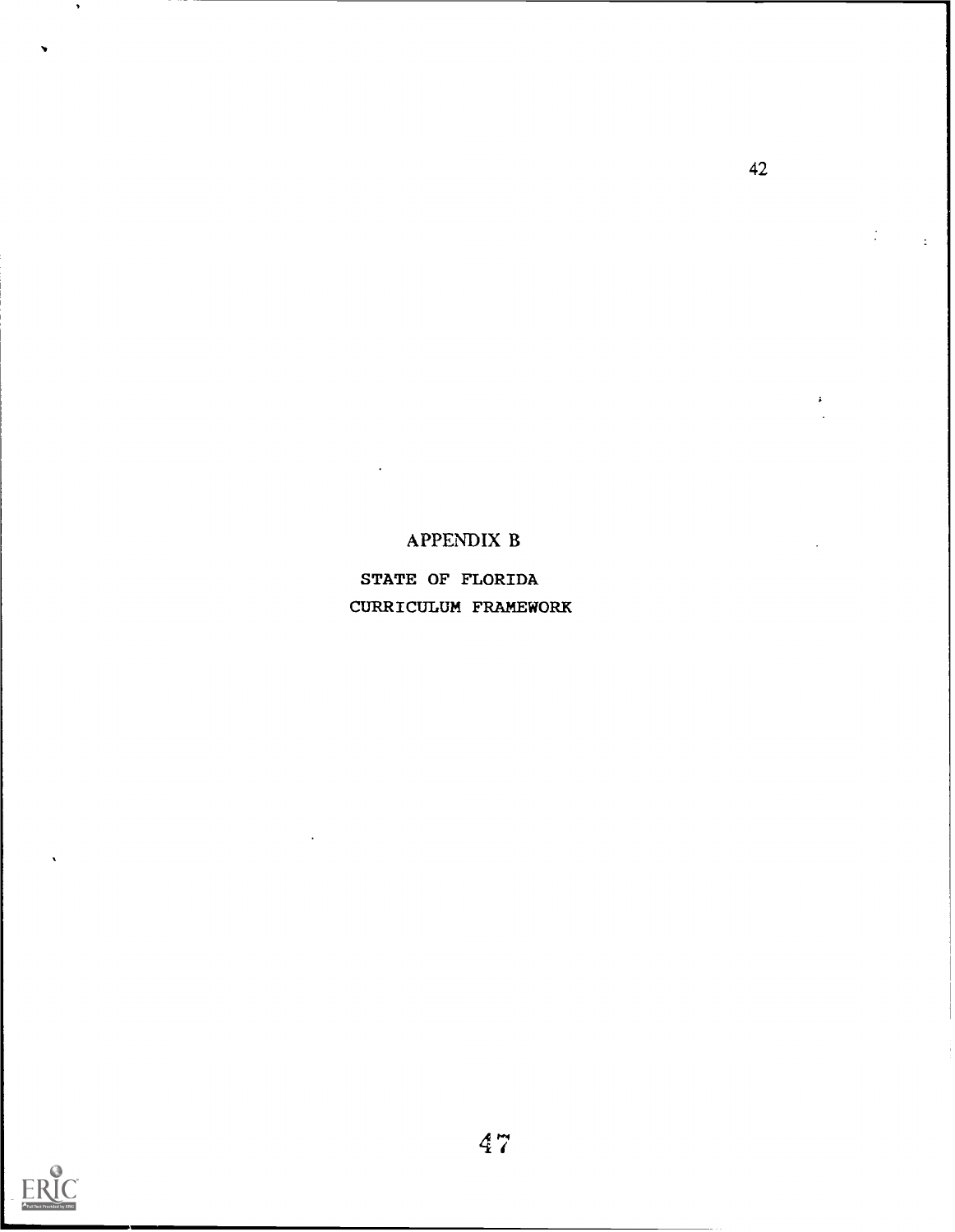# APPENDIX B

## STATE OF FLORIDA CURRICULUM FRAMEWORK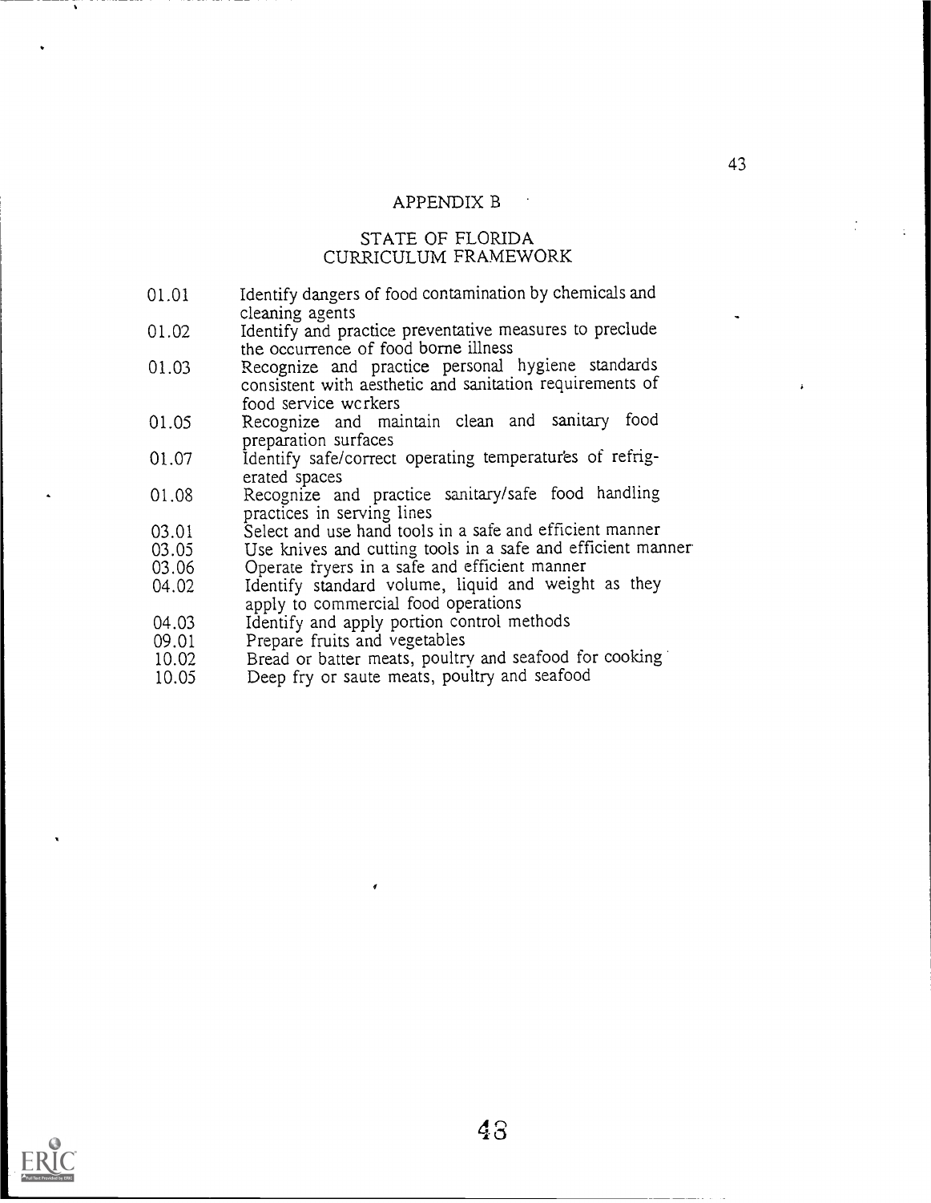## APPENDIX B

### STATE OF FLORIDA CURRICULUM FRAMEWORK

| | |
|---|---|
| 01.01 | Identify dangers of food contamination by chemicals and cleaning agents |
| 01.02 | Identify and practice preventative measures to preclude the occurrence of food borne illness |
| 01.03 | Recognize and practice personal hygiene standards consistent with aesthetic and sanitation requirements of food service workers |
| 01.05 | Recognize and maintain clean and sanitary food preparation surfaces |
| 01.07 | Identify safe/correct operating temperatures of refrigerated spaces |
| 01.08 | Recognize and practice sanitary/safe food handling practices in serving lines |
| 03.01 | Select and use hand tools in a safe and efficient manner |
| 03.05 | Use knives and cutting tools in a safe and efficient manner |
| 03.06 | Operate fryers in a safe and efficient manner |
| 04.02 | Identify standard volume, liquid and weight as they apply to commercial food operations |
| 04.03 | Identify and apply portion control methods |
| 09.01 | Prepare fruits and vegetables |
| 10.02 | Bread or batter meats, poultry and seafood for cooking |
| 10.05 | Deep fry or saute meats, poultry and seafood |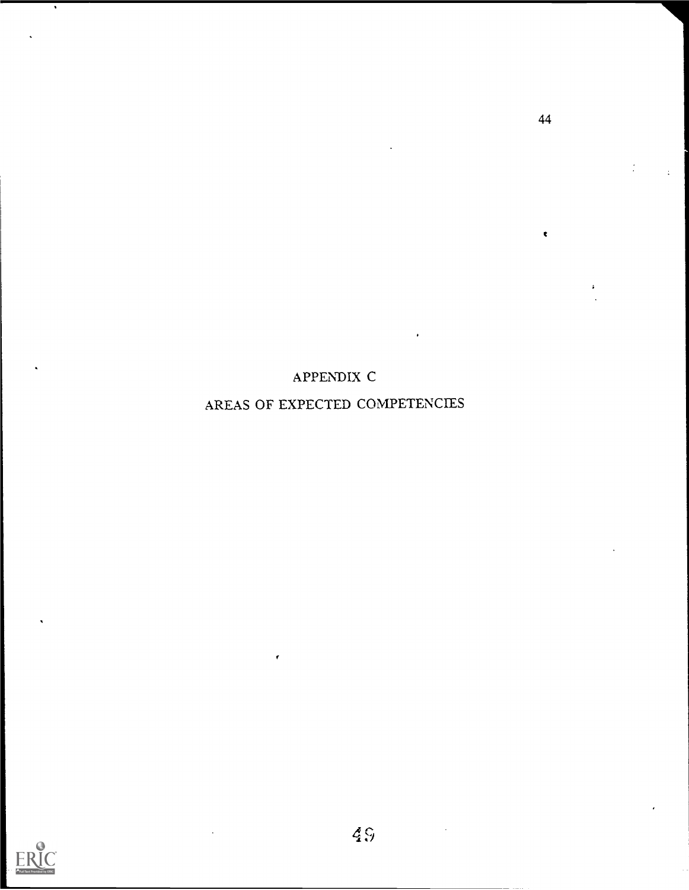# APPENDIX C

## AREAS OF EXPECTED COMPETENCIES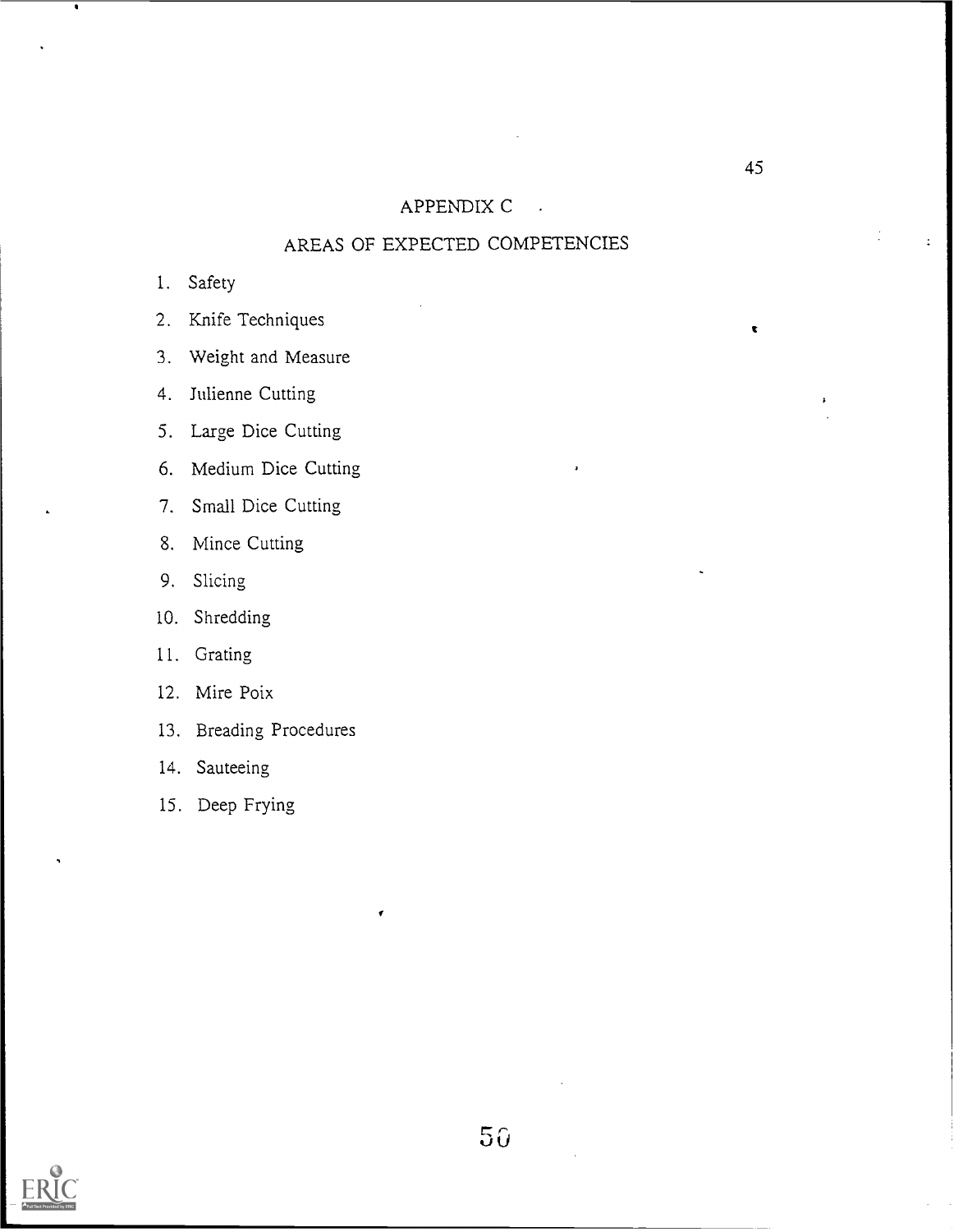# APPENDIX C

## AREAS OF EXPECTED COMPETENCIES

1. Safety
2. Knife Techniques
3. Weight and Measure
4. Julienne Cutting
5. Large Dice Cutting
6. Medium Dice Cutting
7. Small Dice Cutting
8. Mince Cutting
9. Slicing
10. Shredding
11. Grating
12. Mire Poix
13. Breading Procedures
14. Sauteeing
15. Deep Frying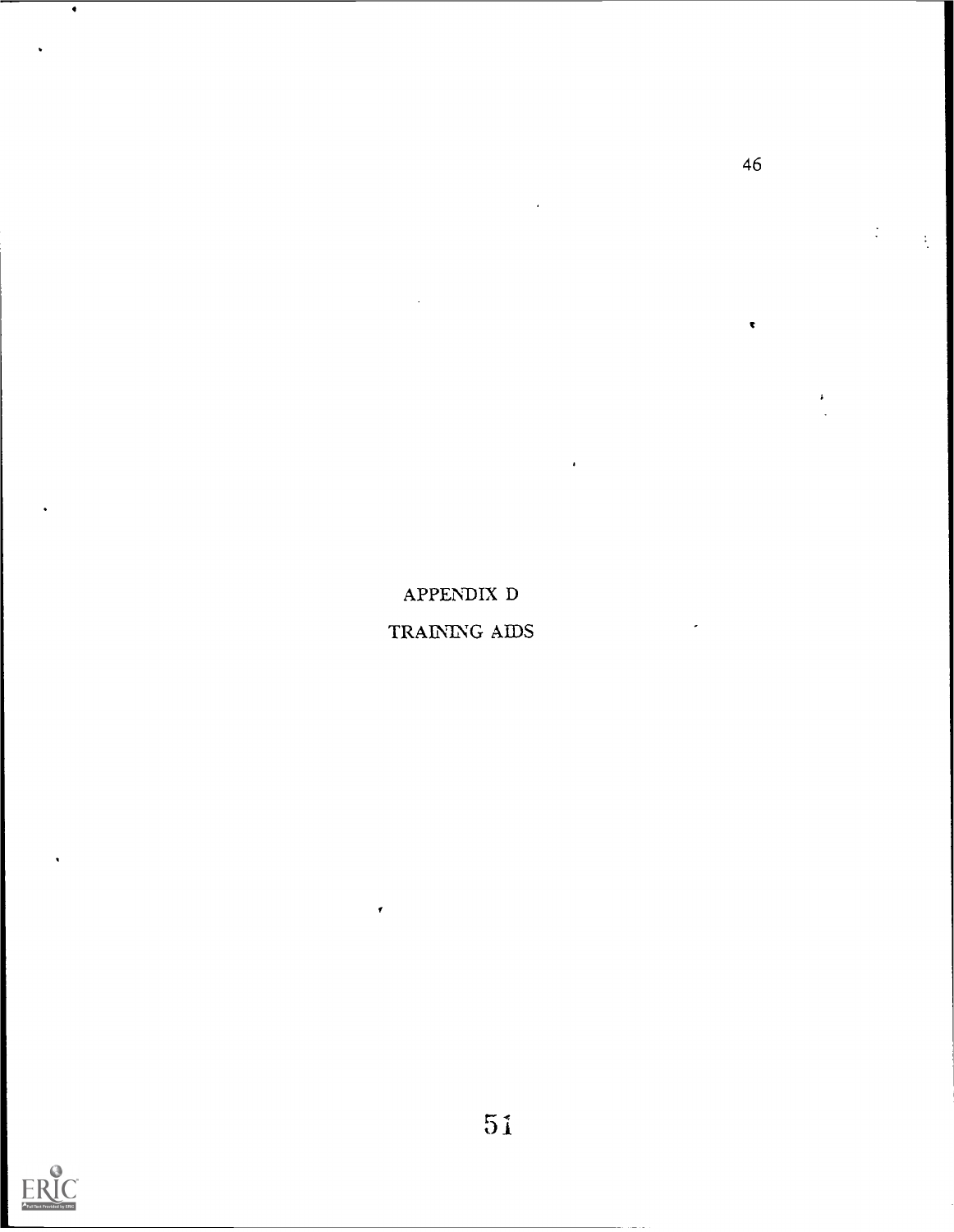# APPENDIX D

# TRAINING AIDS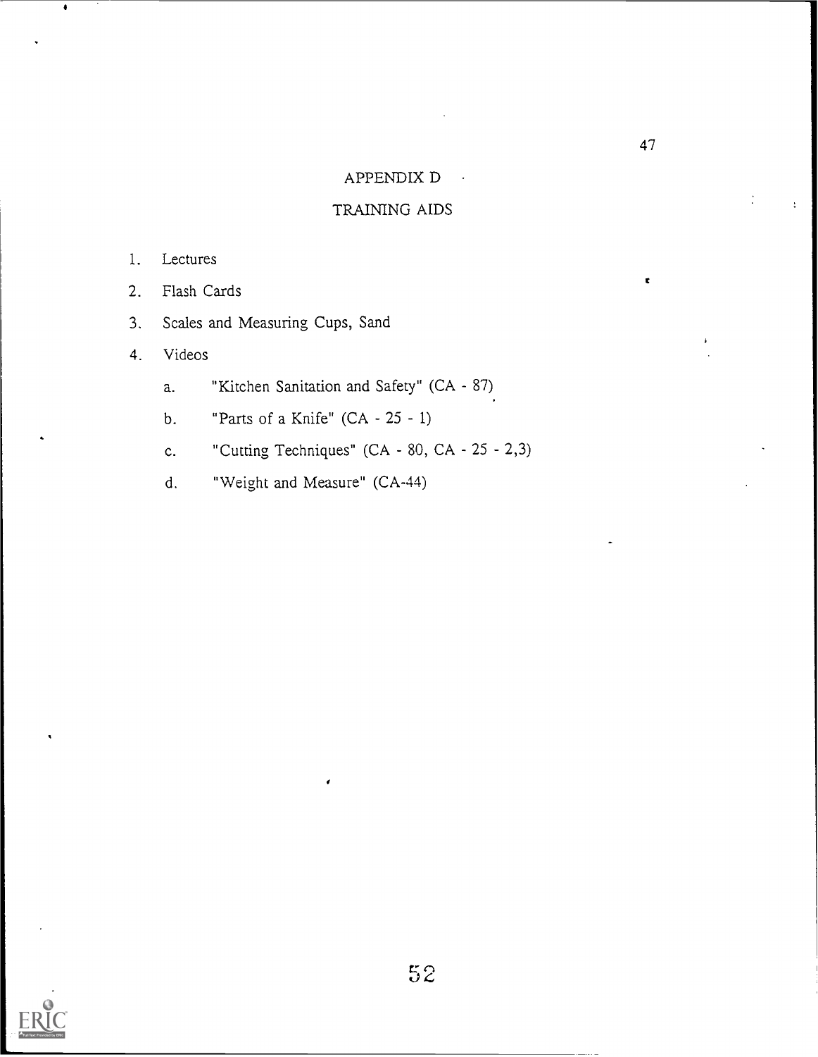# APPENDIX D

## TRAINING AIDS

1. Lectures
2. Flash Cards
3. Scales and Measuring Cups, Sand
4. Videos
   a. "Kitchen Sanitation and Safety" (CA - 87)
   b. "Parts of a Knife" (CA - 25 - 1)
   c. "Cutting Techniques" (CA - 80, CA - 25 - 2,3)
   d. "Weight and Measure" (CA-44)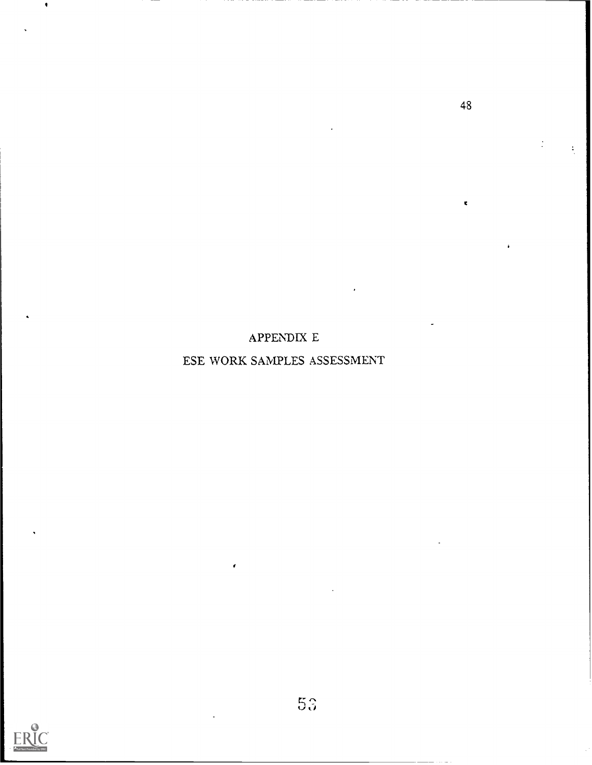# APPENDIX E

## ESE WORK SAMPLES ASSESSMENT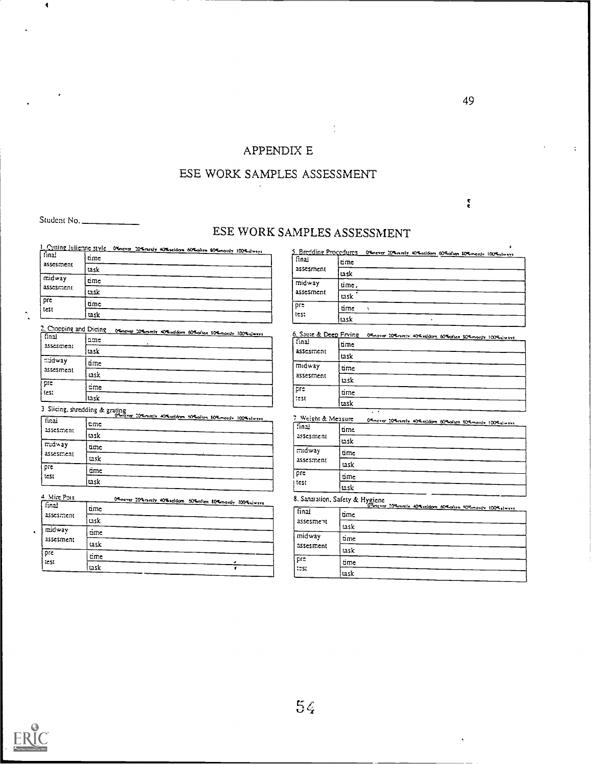# APPENDIX E

## ESE WORK SAMPLES ASSESSMENT

Student No. ____________

## ESE WORK SAMPLES ASSESSMENT

1. Cutting Julienne style — 0%never 20%rarely 40%seldom 60%often 80%mostly 100%always

| | | |
|---|---|---|
| final assesment | time | |
| | task | |
| midway assesment | time | |
| | task | |
| pre test | time | |
| | task | |

2. Chopping and Dicing — 0%never 20%rarely 40%seldom 60%often 80%mostly 100%always

| | | |
|---|---|---|
| final assesment | time | |
| | task | |
| midway assesment | time | |
| | task | |
| pre test | time | |
| | task | |

3. Slicing, shredding & grating — 0%never 20%rarely 40%seldom 60%often 80%mostly 100%always

| | | |
|---|---|---|
| final assesment | time | |
| | task | |
| midway assesment | time | |
| | task | |
| pre test | time | |
| | task | |

4. Mire Poix — 0%never 20%rarely 40%seldom 60%often 80%mostly 100%always

| | | |
|---|---|---|
| final assesment | time | |
| | task | |
| midway assesment | time | |
| | task | |
| pre test | time | |
| | task | |

5. Bredding Procedures — 0%never 20%rarely 40%seldom 60%often 80%mostly 100%always

| | | |
|---|---|---|
| final assesment | time | |
| | task | |
| midway assesment | time | |
| | task | |
| pre test | time | |
| | task | |

6. Saute & Deep Frying — 0%never 20%rarely 40%seldom 60%often 80%mostly 100%always

| | | |
|---|---|---|
| final assesment | time | |
| | task | |
| midway assesment | time | |
| | task | |
| pre test | time | |
| | task | |

7. Weight & Measure — 0%never 20%rarely 40%seldom 60%often 80%mostly 100%always

| | | |
|---|---|---|
| final assesment | time | |
| | task | |
| midway assesment | time | |
| | task | |
| pre test | time | |
| | task | |

8. Sanatation, Safety & Hygiene — 0%never 20%rarely 40%seldom 60%often 80%mostly 100%always

| | | |
|---|---|---|
| final assesment | time | |
| | task | |
| midway assesment | time | |
| | task | |
| pre test | time | |
| | task | |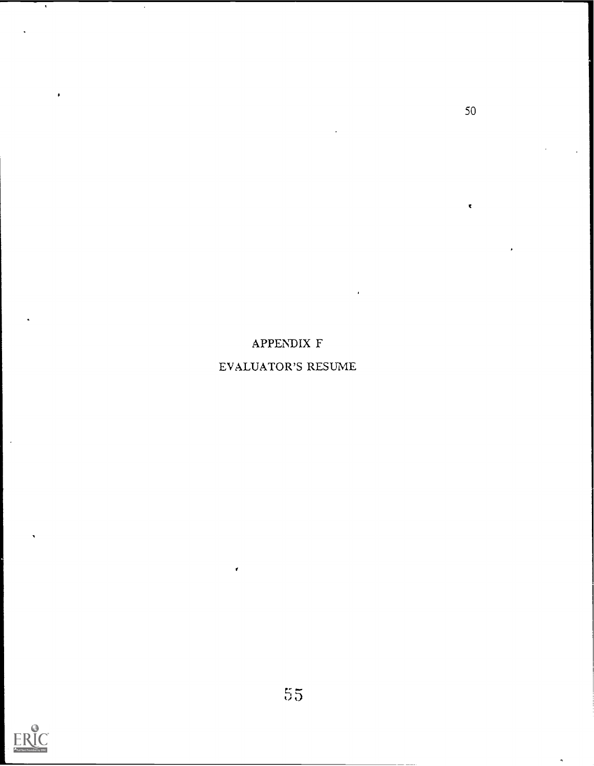# APPENDIX F

## EVALUATOR'S RESUME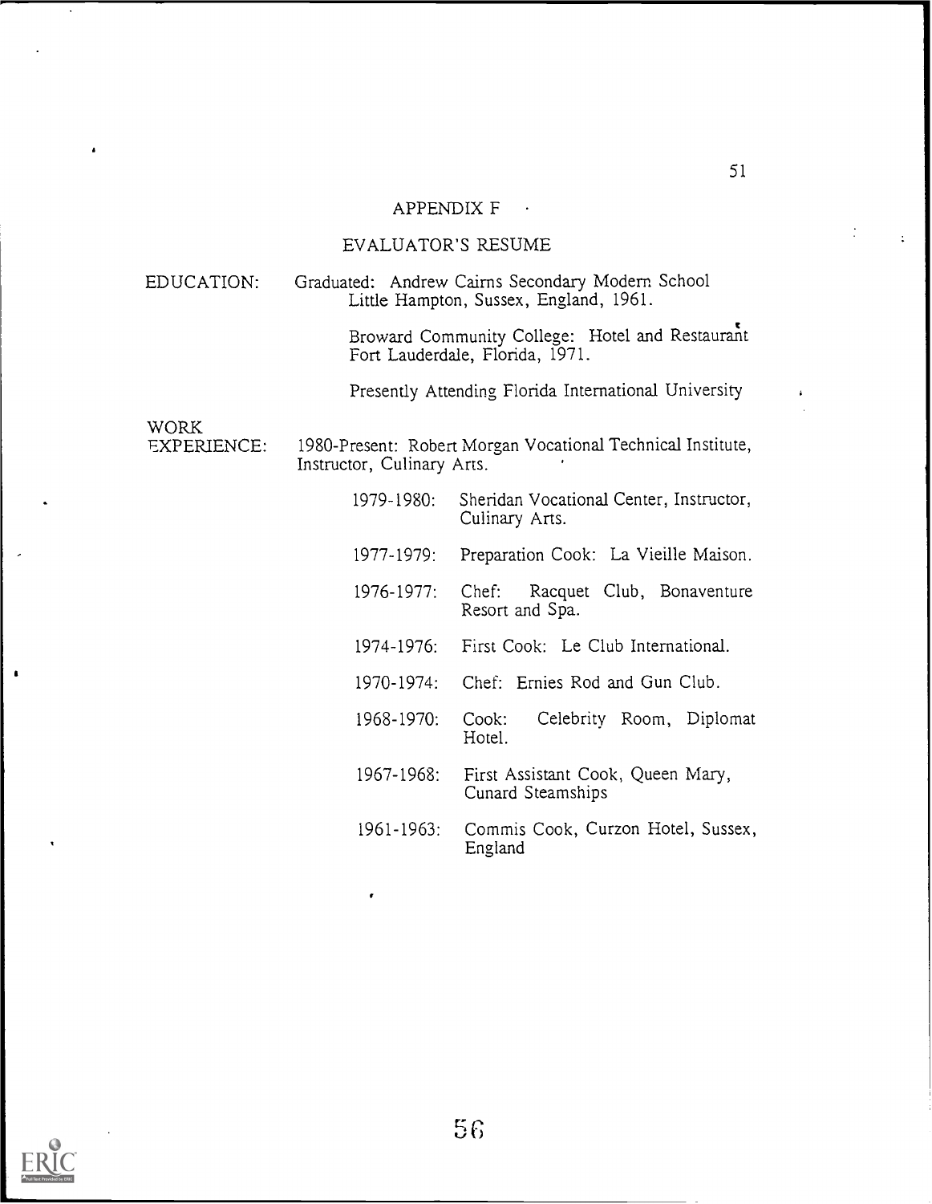## APPENDIX F

### EVALUATOR'S RESUME

**EDUCATION:**

Graduated: Andrew Cairns Secondary Modern School
Little Hampton, Sussex, England, 1961.

Broward Community College: Hotel and Restaurant
Fort Lauderdale, Florida, 1971.

Presently Attending Florida International University

**WORK EXPERIENCE:**

1980-Present: Robert Morgan Vocational Technical Institute, Instructor, Culinary Arts.

| | |
|---|---|
| 1979-1980: | Sheridan Vocational Center, Instructor, Culinary Arts. |
| 1977-1979: | Preparation Cook: La Vieille Maison. |
| 1976-1977: | Chef: Racquet Club, Bonaventure Resort and Spa. |
| 1974-1976: | First Cook: Le Club International. |
| 1970-1974: | Chef: Ernies Rod and Gun Club. |
| 1968-1970: | Cook: Celebrity Room, Diplomat Hotel. |
| 1967-1968: | First Assistant Cook, Queen Mary, Cunard Steamships |
| 1961-1963: | Commis Cook, Curzon Hotel, Sussex, England |